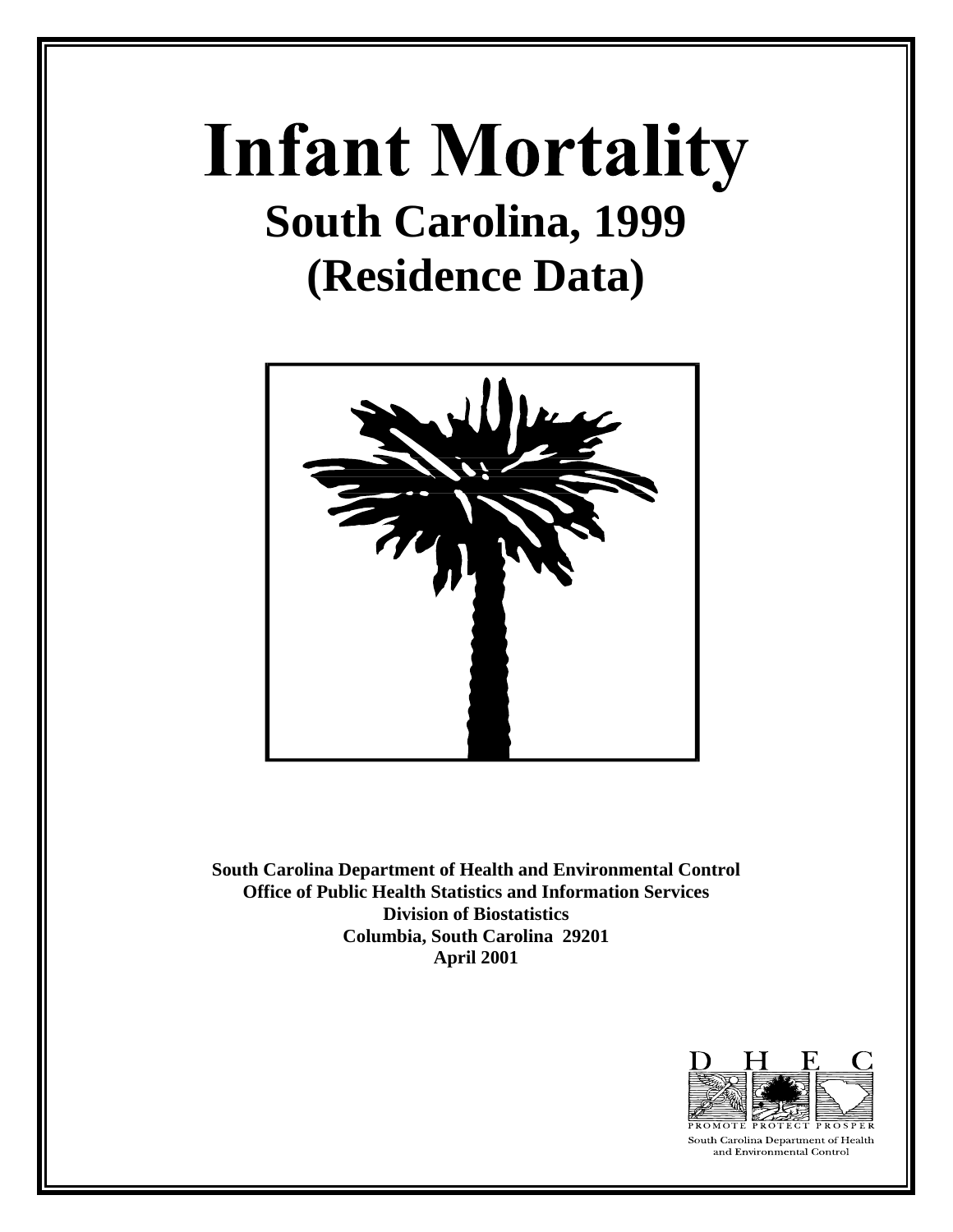# Infant Mortality

## South Carolina, 1999

## (Residence Data)

**South Carolina Department of Health and Environmental Control**
**Office of Public Health Statistics and Information Services**
**Division of Biostatistics**
**Columbia, South Carolina 29201**
**April 2001**

D H E C
PROMOTE PROTECT PROSPER
South Carolina Department of Health and Environmental Control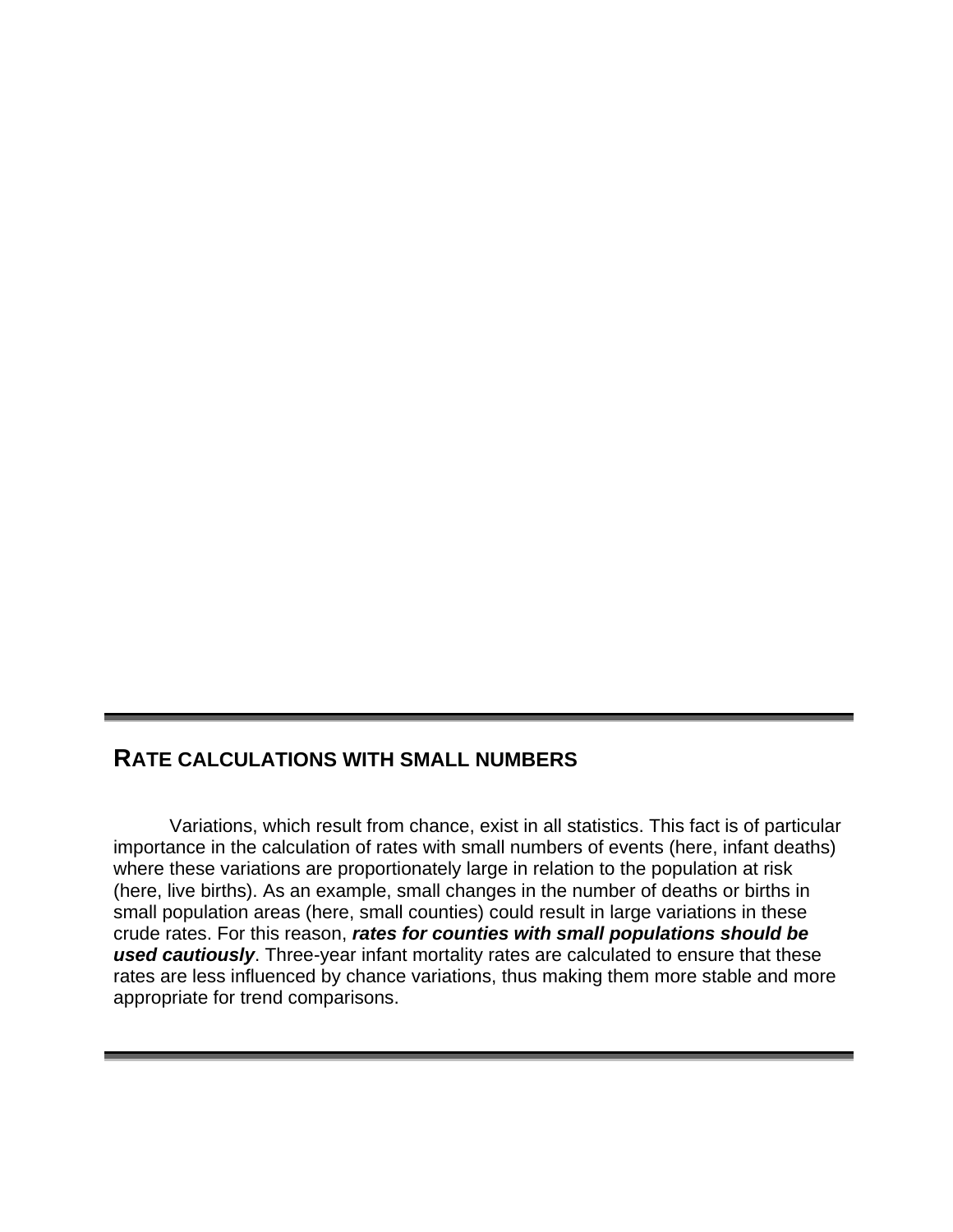## RATE CALCULATIONS WITH SMALL NUMBERS

Variations, which result from chance, exist in all statistics. This fact is of particular importance in the calculation of rates with small numbers of events (here, infant deaths) where these variations are proportionately large in relation to the population at risk (here, live births). As an example, small changes in the number of deaths or births in small population areas (here, small counties) could result in large variations in these crude rates. For this reason, ***rates for counties with small populations should be used cautiously***. Three-year infant mortality rates are calculated to ensure that these rates are less influenced by chance variations, thus making them more stable and more appropriate for trend comparisons.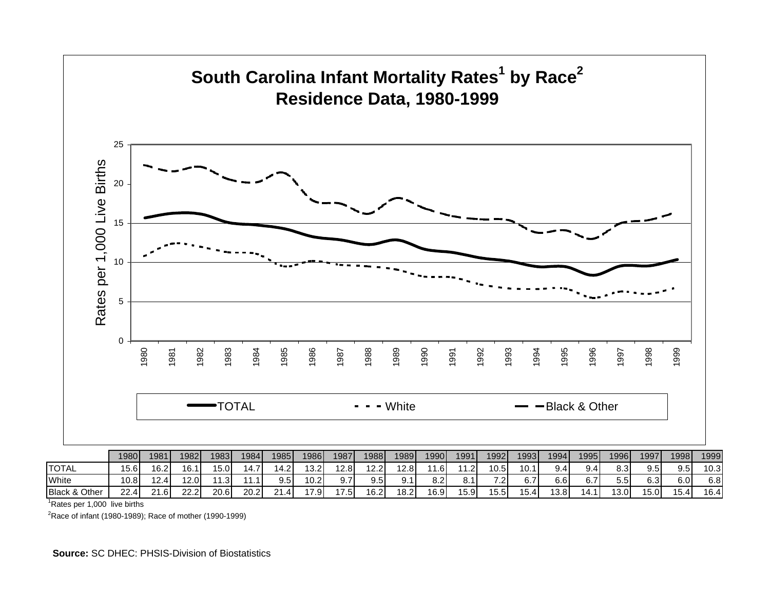# South Carolina Infant Mortality Rates[1] by Race[2]
## Residence Data, 1980-1999

| | 1980 | 1981 | 1982 | 1983 | 1984 | 1985 | 1986 | 1987 | 1988 | 1989 | 1990 | 1991 | 1992 | 1993 | 1994 | 1995 | 1996 | 1997 | 1998 | 1999 |
|---|---|---|---|---|---|---|---|---|---|---|---|---|---|---|---|---|---|---|---|---|
| TOTAL | 15.6 | 16.2 | 16.1 | 15.0 | 14.7 | 14.2 | 13.2 | 12.8 | 12.2 | 12.8 | 11.6 | 11.2 | 10.5 | 10.1 | 9.4 | 9.4 | 8.3 | 9.5 | 9.5 | 10.3 |
| White | 10.8 | 12.4 | 12.0 | 11.3 | 11.1 | 9.5 | 10.2 | 9.7 | 9.5 | 9.1 | 8.2 | 8.1 | 7.2 | 6.7 | 6.6 | 6.7 | 5.5 | 6.3 | 6.0 | 6.8 |
| Black & Other | 22.4 | 21.6 | 22.2 | 20.6 | 20.2 | 21.4 | 17.9 | 17.5 | 16.2 | 18.2 | 16.9 | 15.9 | 15.5 | 15.4 | 13.8 | 14.1 | 13.0 | 15.0 | 15.4 | 16.4 |

[1]Rates per 1,000 live births

[2]Race of infant (1980-1989); Race of mother (1990-1999)

**Source:** SC DHEC: PHSIS-Division of Biostatistics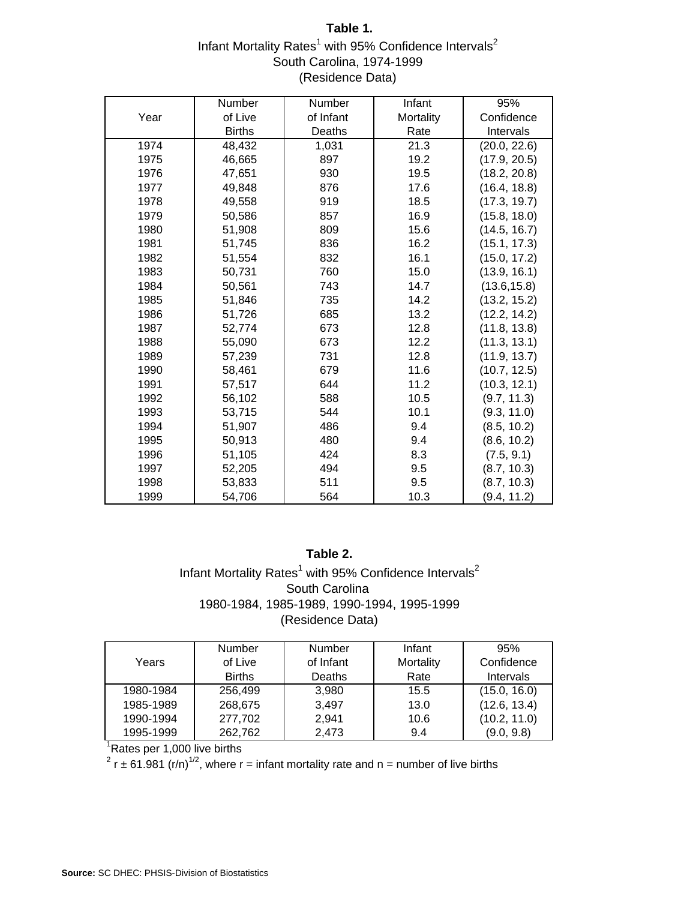**Table 1.**

Infant Mortality Rates[1] with 95% Confidence Intervals[2]
South Carolina, 1974-1999
(Residence Data)

| Year | Number of Live Births | Number of Infant Deaths | Infant Mortality Rate | 95% Confidence Intervals |
|---|---|---|---|---|
| 1974 | 48,432 | 1,031 | 21.3 | (20.0, 22.6) |
| 1975 | 46,665 | 897 | 19.2 | (17.9, 20.5) |
| 1976 | 47,651 | 930 | 19.5 | (18.2, 20.8) |
| 1977 | 49,848 | 876 | 17.6 | (16.4, 18.8) |
| 1978 | 49,558 | 919 | 18.5 | (17.3, 19.7) |
| 1979 | 50,586 | 857 | 16.9 | (15.8, 18.0) |
| 1980 | 51,908 | 809 | 15.6 | (14.5, 16.7) |
| 1981 | 51,745 | 836 | 16.2 | (15.1, 17.3) |
| 1982 | 51,554 | 832 | 16.1 | (15.0, 17.2) |
| 1983 | 50,731 | 760 | 15.0 | (13.9, 16.1) |
| 1984 | 50,561 | 743 | 14.7 | (13.6,15.8) |
| 1985 | 51,846 | 735 | 14.2 | (13.2, 15.2) |
| 1986 | 51,726 | 685 | 13.2 | (12.2, 14.2) |
| 1987 | 52,774 | 673 | 12.8 | (11.8, 13.8) |
| 1988 | 55,090 | 673 | 12.2 | (11.3, 13.1) |
| 1989 | 57,239 | 731 | 12.8 | (11.9, 13.7) |
| 1990 | 58,461 | 679 | 11.6 | (10.7, 12.5) |
| 1991 | 57,517 | 644 | 11.2 | (10.3, 12.1) |
| 1992 | 56,102 | 588 | 10.5 | (9.7, 11.3) |
| 1993 | 53,715 | 544 | 10.1 | (9.3, 11.0) |
| 1994 | 51,907 | 486 | 9.4 | (8.5, 10.2) |
| 1995 | 50,913 | 480 | 9.4 | (8.6, 10.2) |
| 1996 | 51,105 | 424 | 8.3 | (7.5, 9.1) |
| 1997 | 52,205 | 494 | 9.5 | (8.7, 10.3) |
| 1998 | 53,833 | 511 | 9.5 | (8.7, 10.3) |
| 1999 | 54,706 | 564 | 10.3 | (9.4, 11.2) |

**Table 2.**

Infant Mortality Rates[1] with 95% Confidence Intervals[2]
South Carolina
1980-1984, 1985-1989, 1990-1994, 1995-1999
(Residence Data)

| Years | Number of Live Births | Number of Infant Deaths | Infant Mortality Rate | 95% Confidence Intervals |
|---|---|---|---|---|
| 1980-1984 | 256,499 | 3,980 | 15.5 | (15.0, 16.0) |
| 1985-1989 | 268,675 | 3,497 | 13.0 | (12.6, 13.4) |
| 1990-1994 | 277,702 | 2,941 | 10.6 | (10.2, 11.0) |
| 1995-1999 | 262,762 | 2,473 | 9.4 | (9.0, 9.8) |

[1]Rates per 1,000 live births

[2] $r \pm 61.981\,(r/n)^{1/2}$, where r = infant mortality rate and n = number of live births

**Source:** SC DHEC: PHSIS-Division of Biostatistics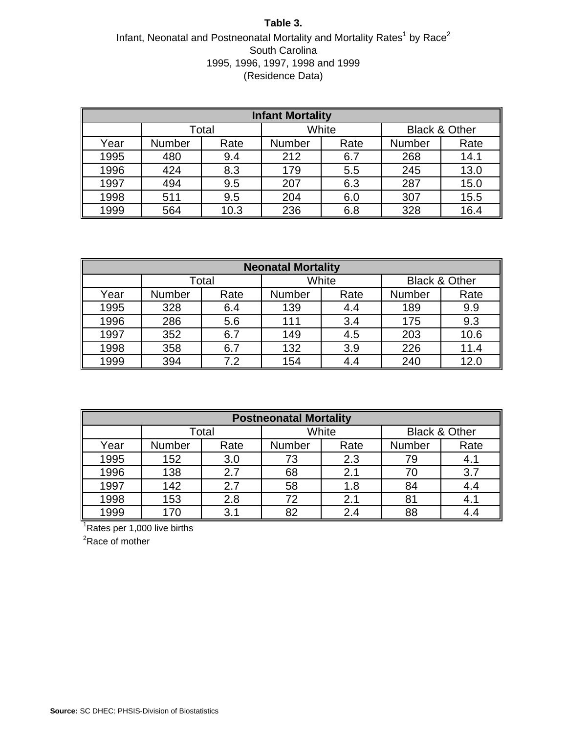**Table 3.**

Infant, Neonatal and Postneonatal Mortality and Mortality Rates[1] by Race[2]

South Carolina

1995, 1996, 1997, 1998 and 1999

(Residence Data)

| Infant Mortality | | | | | | |
|---|---|---|---|---|---|---|
| | Total | | White | | Black & Other | |
| Year | Number | Rate | Number | Rate | Number | Rate |
| 1995 | 480 | 9.4 | 212 | 6.7 | 268 | 14.1 |
| 1996 | 424 | 8.3 | 179 | 5.5 | 245 | 13.0 |
| 1997 | 494 | 9.5 | 207 | 6.3 | 287 | 15.0 |
| 1998 | 511 | 9.5 | 204 | 6.0 | 307 | 15.5 |
| 1999 | 564 | 10.3 | 236 | 6.8 | 328 | 16.4 |

| Neonatal Mortality | | | | | | |
|---|---|---|---|---|---|---|
| | Total | | White | | Black & Other | |
| Year | Number | Rate | Number | Rate | Number | Rate |
| 1995 | 328 | 6.4 | 139 | 4.4 | 189 | 9.9 |
| 1996 | 286 | 5.6 | 111 | 3.4 | 175 | 9.3 |
| 1997 | 352 | 6.7 | 149 | 4.5 | 203 | 10.6 |
| 1998 | 358 | 6.7 | 132 | 3.9 | 226 | 11.4 |
| 1999 | 394 | 7.2 | 154 | 4.4 | 240 | 12.0 |

| Postneonatal Mortality | | | | | | |
|---|---|---|---|---|---|---|
| | Total | | White | | Black & Other | |
| Year | Number | Rate | Number | Rate | Number | Rate |
| 1995 | 152 | 3.0 | 73 | 2.3 | 79 | 4.1 |
| 1996 | 138 | 2.7 | 68 | 2.1 | 70 | 3.7 |
| 1997 | 142 | 2.7 | 58 | 1.8 | 84 | 4.4 |
| 1998 | 153 | 2.8 | 72 | 2.1 | 81 | 4.1 |
| 1999 | 170 | 3.1 | 82 | 2.4 | 88 | 4.4 |

[1]Rates per 1,000 live births

[2]Race of mother

**Source:** SC DHEC: PHSIS-Division of Biostatistics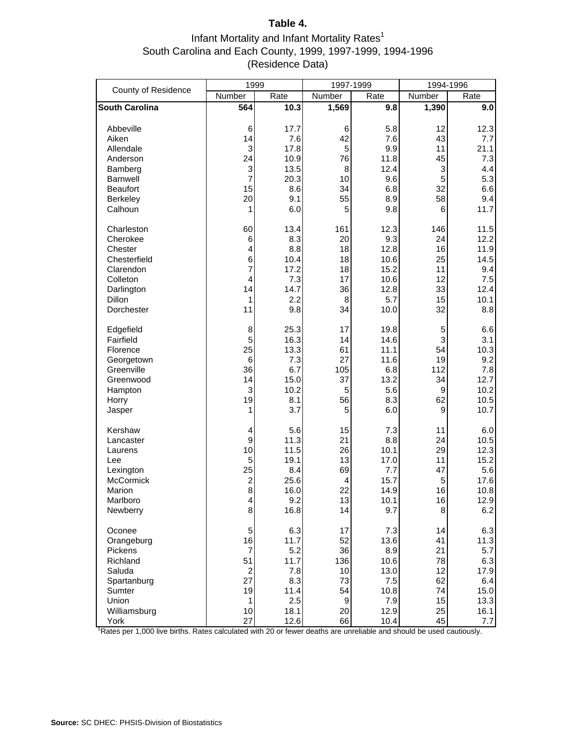# Table 4.

## Infant Mortality and Infant Mortality Rates[1]
## South Carolina and Each County, 1999, 1997-1999, 1994-1996
## (Residence Data)

| County of Residence | 1999 | | 1997-1999 | | 1994-1996 | |
|---|---|---|---|---|---|---|
| | Number | Rate | Number | Rate | Number | Rate |
| **South Carolina** | **564** | **10.3** | **1,569** | **9.8** | **1,390** | **9.0** |
| Abbeville | 6 | 17.7 | 6 | 5.8 | 12 | 12.3 |
| Aiken | 14 | 7.6 | 42 | 7.6 | 43 | 7.7 |
| Allendale | 3 | 17.8 | 5 | 9.9 | 11 | 21.1 |
| Anderson | 24 | 10.9 | 76 | 11.8 | 45 | 7.3 |
| Bamberg | 3 | 13.5 | 8 | 12.4 | 3 | 4.4 |
| Barnwell | 7 | 20.3 | 10 | 9.6 | 5 | 5.3 |
| Beaufort | 15 | 8.6 | 34 | 6.8 | 32 | 6.6 |
| Berkeley | 20 | 9.1 | 55 | 8.9 | 58 | 9.4 |
| Calhoun | 1 | 6.0 | 5 | 9.8 | 6 | 11.7 |
| Charleston | 60 | 13.4 | 161 | 12.3 | 146 | 11.5 |
| Cherokee | 6 | 8.3 | 20 | 9.3 | 24 | 12.2 |
| Chester | 4 | 8.8 | 18 | 12.8 | 16 | 11.9 |
| Chesterfield | 6 | 10.4 | 18 | 10.6 | 25 | 14.5 |
| Clarendon | 7 | 17.2 | 18 | 15.2 | 11 | 9.4 |
| Colleton | 4 | 7.3 | 17 | 10.6 | 12 | 7.5 |
| Darlington | 14 | 14.7 | 36 | 12.8 | 33 | 12.4 |
| Dillon | 1 | 2.2 | 8 | 5.7 | 15 | 10.1 |
| Dorchester | 11 | 9.8 | 34 | 10.0 | 32 | 8.8 |
| Edgefield | 8 | 25.3 | 17 | 19.8 | 5 | 6.6 |
| Fairfield | 5 | 16.3 | 14 | 14.6 | 3 | 3.1 |
| Florence | 25 | 13.3 | 61 | 11.1 | 54 | 10.3 |
| Georgetown | 6 | 7.3 | 27 | 11.6 | 19 | 9.2 |
| Greenville | 36 | 6.7 | 105 | 6.8 | 112 | 7.8 |
| Greenwood | 14 | 15.0 | 37 | 13.2 | 34 | 12.7 |
| Hampton | 3 | 10.2 | 5 | 5.6 | 9 | 10.2 |
| Horry | 19 | 8.1 | 56 | 8.3 | 62 | 10.5 |
| Jasper | 1 | 3.7 | 5 | 6.0 | 9 | 10.7 |
| Kershaw | 4 | 5.6 | 15 | 7.3 | 11 | 6.0 |
| Lancaster | 9 | 11.3 | 21 | 8.8 | 24 | 10.5 |
| Laurens | 10 | 11.5 | 26 | 10.1 | 29 | 12.3 |
| Lee | 5 | 19.1 | 13 | 17.0 | 11 | 15.2 |
| Lexington | 25 | 8.4 | 69 | 7.7 | 47 | 5.6 |
| McCormick | 2 | 25.6 | 4 | 15.7 | 5 | 17.6 |
| Marion | 8 | 16.0 | 22 | 14.9 | 16 | 10.8 |
| Marlboro | 4 | 9.2 | 13 | 10.1 | 16 | 12.9 |
| Newberry | 8 | 16.8 | 14 | 9.7 | 8 | 6.2 |
| Oconee | 5 | 6.3 | 17 | 7.3 | 14 | 6.3 |
| Orangeburg | 16 | 11.7 | 52 | 13.6 | 41 | 11.3 |
| Pickens | 7 | 5.2 | 36 | 8.9 | 21 | 5.7 |
| Richland | 51 | 11.7 | 136 | 10.6 | 78 | 6.3 |
| Saluda | 2 | 7.8 | 10 | 13.0 | 12 | 17.9 |
| Spartanburg | 27 | 8.3 | 73 | 7.5 | 62 | 6.4 |
| Sumter | 19 | 11.4 | 54 | 10.8 | 74 | 15.0 |
| Union | 1 | 2.5 | 9 | 7.9 | 15 | 13.3 |
| Williamsburg | 10 | 18.1 | 20 | 12.9 | 25 | 16.1 |
| York | 27 | 12.6 | 66 | 10.4 | 45 | 7.7 |

[1]Rates per 1,000 live births. Rates calculated with 20 or fewer deaths are unreliable and should be used cautiously.

**Source:** SC DHEC: PHSIS-Division of Biostatistics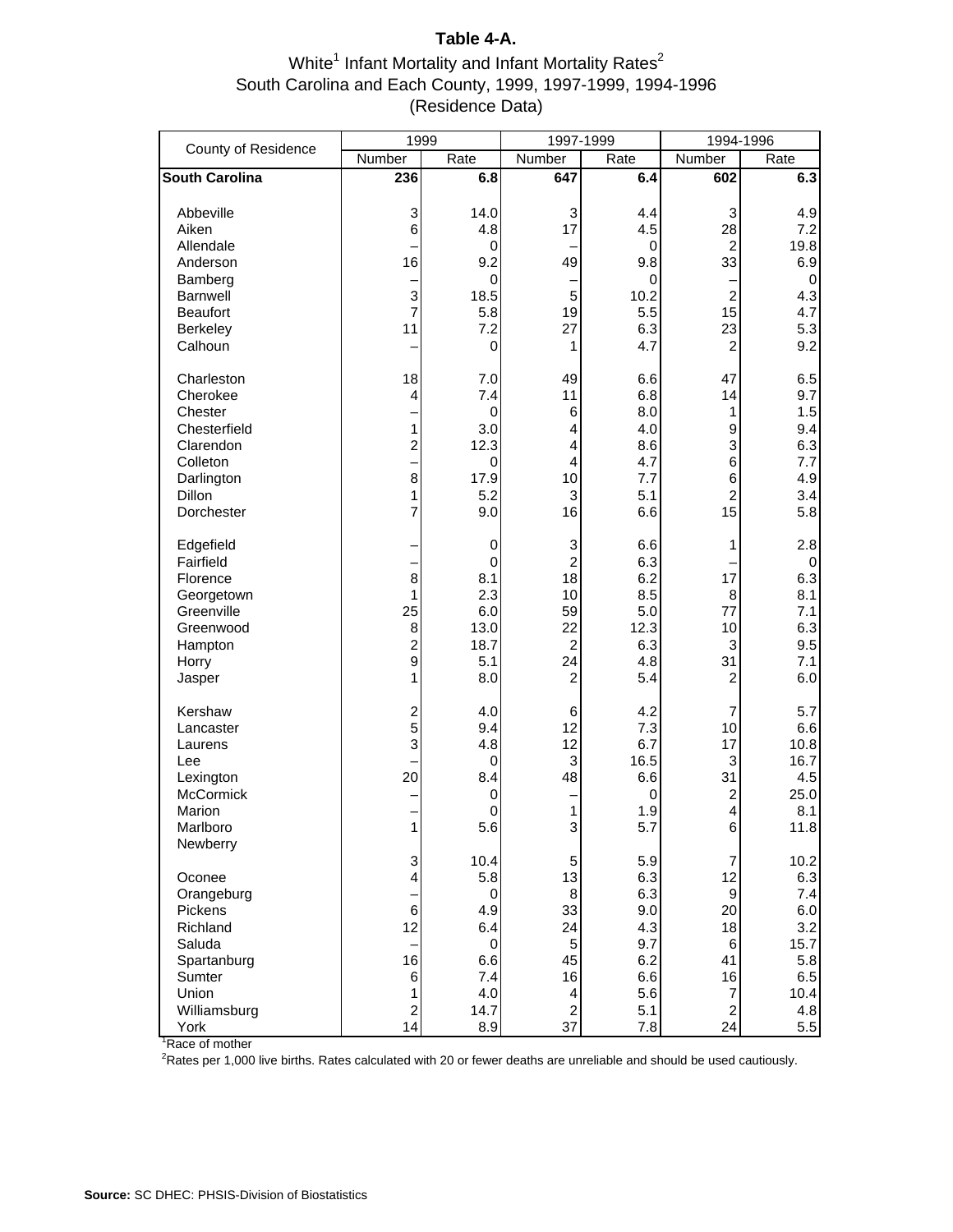**Table 4-A.**

White[1] Infant Mortality and Infant Mortality Rates[2]
South Carolina and Each County, 1999, 1997-1999, 1994-1996
(Residence Data)

| County of Residence | 1999 | | 1997-1999 | | 1994-1996 | |
|---|---|---|---|---|---|---|
| | Number | Rate | Number | Rate | Number | Rate |
| **South Carolina** | **236** | **6.8** | **647** | **6.4** | **602** | **6.3** |
| Abbeville | 3 | 14.0 | 3 | 4.4 | 3 | 4.9 |
| Aiken | 6 | 4.8 | 17 | 4.5 | 28 | 7.2 |
| Allendale | – | 0 | – | 0 | 2 | 19.8 |
| Anderson | 16 | 9.2 | 49 | 9.8 | 33 | 6.9 |
| Bamberg | – | 0 | – | 0 | – | 0 |
| Barnwell | 3 | 18.5 | 5 | 10.2 | 2 | 4.3 |
| Beaufort | 7 | 5.8 | 19 | 5.5 | 15 | 4.7 |
| Berkeley | 11 | 7.2 | 27 | 6.3 | 23 | 5.3 |
| Calhoun | – | 0 | 1 | 4.7 | 2 | 9.2 |
| Charleston | 18 | 7.0 | 49 | 6.6 | 47 | 6.5 |
| Cherokee | 4 | 7.4 | 11 | 6.8 | 14 | 9.7 |
| Chester | – | 0 | 6 | 8.0 | 1 | 1.5 |
| Chesterfield | 1 | 3.0 | 4 | 4.0 | 9 | 9.4 |
| Clarendon | 2 | 12.3 | 4 | 8.6 | 3 | 6.3 |
| Colleton | – | 0 | 4 | 4.7 | 6 | 7.7 |
| Darlington | 8 | 17.9 | 10 | 7.7 | 6 | 4.9 |
| Dillon | 1 | 5.2 | 3 | 5.1 | 2 | 3.4 |
| Dorchester | 7 | 9.0 | 16 | 6.6 | 15 | 5.8 |
| Edgefield | – | 0 | 3 | 6.6 | 1 | 2.8 |
| Fairfield | – | 0 | 2 | 6.3 | – | 0 |
| Florence | 8 | 8.1 | 18 | 6.2 | 17 | 6.3 |
| Georgetown | 1 | 2.3 | 10 | 8.5 | 8 | 8.1 |
| Greenville | 25 | 6.0 | 59 | 5.0 | 77 | 7.1 |
| Greenwood | 8 | 13.0 | 22 | 12.3 | 10 | 6.3 |
| Hampton | 2 | 18.7 | 2 | 6.3 | 3 | 9.5 |
| Horry | 9 | 5.1 | 24 | 4.8 | 31 | 7.1 |
| Jasper | 1 | 8.0 | 2 | 5.4 | 2 | 6.0 |
| Kershaw | 2 | 4.0 | 6 | 4.2 | 7 | 5.7 |
| Lancaster | 5 | 9.4 | 12 | 7.3 | 10 | 6.6 |
| Laurens | 3 | 4.8 | 12 | 6.7 | 17 | 10.8 |
| Lee | – | 0 | 3 | 16.5 | 3 | 16.7 |
| Lexington | 20 | 8.4 | 48 | 6.6 | 31 | 4.5 |
| McCormick | – | 0 | – | 0 | 2 | 25.0 |
| Marion | – | 0 | 1 | 1.9 | 4 | 8.1 |
| Marlboro | 1 | 5.6 | 3 | 5.7 | 6 | 11.8 |
| Newberry | 3 | 10.4 | 5 | 5.9 | 7 | 10.2 |
| Oconee | 4 | 5.8 | 13 | 6.3 | 12 | 6.3 |
| Orangeburg | – | 0 | 8 | 6.3 | 9 | 7.4 |
| Pickens | 6 | 4.9 | 33 | 9.0 | 20 | 6.0 |
| Richland | 12 | 6.4 | 24 | 4.3 | 18 | 3.2 |
| Saluda | – | 0 | 5 | 9.7 | 6 | 15.7 |
| Spartanburg | 16 | 6.6 | 45 | 6.2 | 41 | 5.8 |
| Sumter | 6 | 7.4 | 16 | 6.6 | 16 | 6.5 |
| Union | 1 | 4.0 | 4 | 5.6 | 7 | 10.4 |
| Williamsburg | 2 | 14.7 | 2 | 5.1 | 2 | 4.8 |
| York | 14 | 8.9 | 37 | 7.8 | 24 | 5.5 |

[1]Race of mother

[2]Rates per 1,000 live births. Rates calculated with 20 or fewer deaths are unreliable and should be used cautiously.

**Source:** SC DHEC: PHSIS-Division of Biostatistics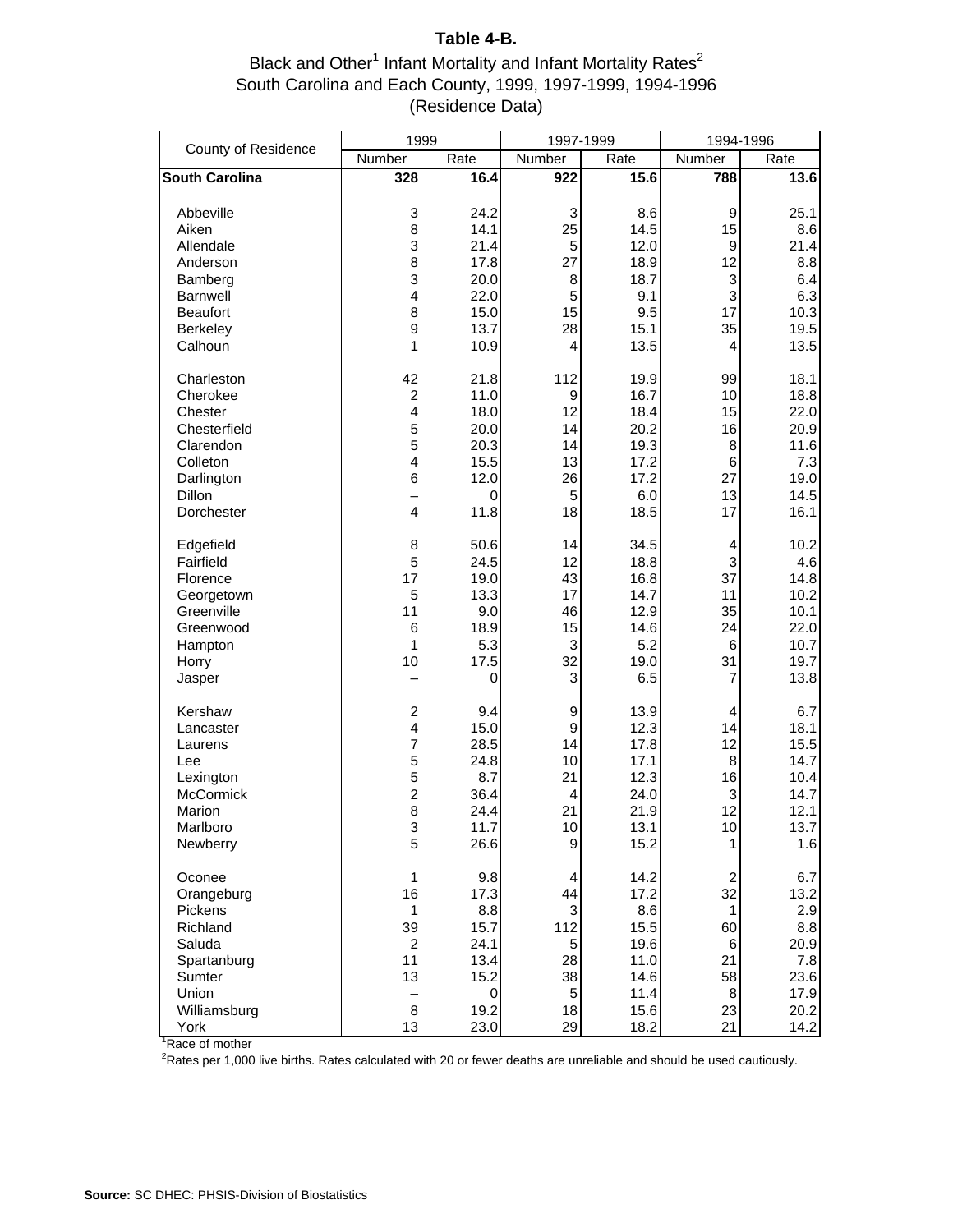# Table 4-B.

## Black and Other[1] Infant Mortality and Infant Mortality Rates[2] South Carolina and Each County, 1999, 1997-1999, 1994-1996 (Residence Data)

| County of Residence | 1999 | | 1997-1999 | | 1994-1996 | |
|---|---|---|---|---|---|---|
| | Number | Rate | Number | Rate | Number | Rate |
| **South Carolina** | **328** | **16.4** | **922** | **15.6** | **788** | **13.6** |
| Abbeville | 3 | 24.2 | 3 | 8.6 | 9 | 25.1 |
| Aiken | 8 | 14.1 | 25 | 14.5 | 15 | 8.6 |
| Allendale | 3 | 21.4 | 5 | 12.0 | 9 | 21.4 |
| Anderson | 8 | 17.8 | 27 | 18.9 | 12 | 8.8 |
| Bamberg | 3 | 20.0 | 8 | 18.7 | 3 | 6.4 |
| Barnwell | 4 | 22.0 | 5 | 9.1 | 3 | 6.3 |
| Beaufort | 8 | 15.0 | 15 | 9.5 | 17 | 10.3 |
| Berkeley | 9 | 13.7 | 28 | 15.1 | 35 | 19.5 |
| Calhoun | 1 | 10.9 | 4 | 13.5 | 4 | 13.5 |
| Charleston | 42 | 21.8 | 112 | 19.9 | 99 | 18.1 |
| Cherokee | 2 | 11.0 | 9 | 16.7 | 10 | 18.8 |
| Chester | 4 | 18.0 | 12 | 18.4 | 15 | 22.0 |
| Chesterfield | 5 | 20.0 | 14 | 20.2 | 16 | 20.9 |
| Clarendon | 5 | 20.3 | 14 | 19.3 | 8 | 11.6 |
| Colleton | 4 | 15.5 | 13 | 17.2 | 6 | 7.3 |
| Darlington | 6 | 12.0 | 26 | 17.2 | 27 | 19.0 |
| Dillon | – | 0 | 5 | 6.0 | 13 | 14.5 |
| Dorchester | 4 | 11.8 | 18 | 18.5 | 17 | 16.1 |
| Edgefield | 8 | 50.6 | 14 | 34.5 | 4 | 10.2 |
| Fairfield | 5 | 24.5 | 12 | 18.8 | 3 | 4.6 |
| Florence | 17 | 19.0 | 43 | 16.8 | 37 | 14.8 |
| Georgetown | 5 | 13.3 | 17 | 14.7 | 11 | 10.2 |
| Greenville | 11 | 9.0 | 46 | 12.9 | 35 | 10.1 |
| Greenwood | 6 | 18.9 | 15 | 14.6 | 24 | 22.0 |
| Hampton | 1 | 5.3 | 3 | 5.2 | 6 | 10.7 |
| Horry | 10 | 17.5 | 32 | 19.0 | 31 | 19.7 |
| Jasper | – | 0 | 3 | 6.5 | 7 | 13.8 |
| Kershaw | 2 | 9.4 | 9 | 13.9 | 4 | 6.7 |
| Lancaster | 4 | 15.0 | 9 | 12.3 | 14 | 18.1 |
| Laurens | 7 | 28.5 | 14 | 17.8 | 12 | 15.5 |
| Lee | 5 | 24.8 | 10 | 17.1 | 8 | 14.7 |
| Lexington | 5 | 8.7 | 21 | 12.3 | 16 | 10.4 |
| McCormick | 2 | 36.4 | 4 | 24.0 | 3 | 14.7 |
| Marion | 8 | 24.4 | 21 | 21.9 | 12 | 12.1 |
| Marlboro | 3 | 11.7 | 10 | 13.1 | 10 | 13.7 |
| Newberry | 5 | 26.6 | 9 | 15.2 | 1 | 1.6 |
| Oconee | 1 | 9.8 | 4 | 14.2 | 2 | 6.7 |
| Orangeburg | 16 | 17.3 | 44 | 17.2 | 32 | 13.2 |
| Pickens | 1 | 8.8 | 3 | 8.6 | 1 | 2.9 |
| Richland | 39 | 15.7 | 112 | 15.5 | 60 | 8.8 |
| Saluda | 2 | 24.1 | 5 | 19.6 | 6 | 20.9 |
| Spartanburg | 11 | 13.4 | 28 | 11.0 | 21 | 7.8 |
| Sumter | 13 | 15.2 | 38 | 14.6 | 58 | 23.6 |
| Union | – | 0 | 5 | 11.4 | 8 | 17.9 |
| Williamsburg | 8 | 19.2 | 18 | 15.6 | 23 | 20.2 |
| York | 13 | 23.0 | 29 | 18.2 | 21 | 14.2 |

[1]Race of mother

[2]Rates per 1,000 live births. Rates calculated with 20 or fewer deaths are unreliable and should be used cautiously.

**Source:** SC DHEC: PHSIS-Division of Biostatistics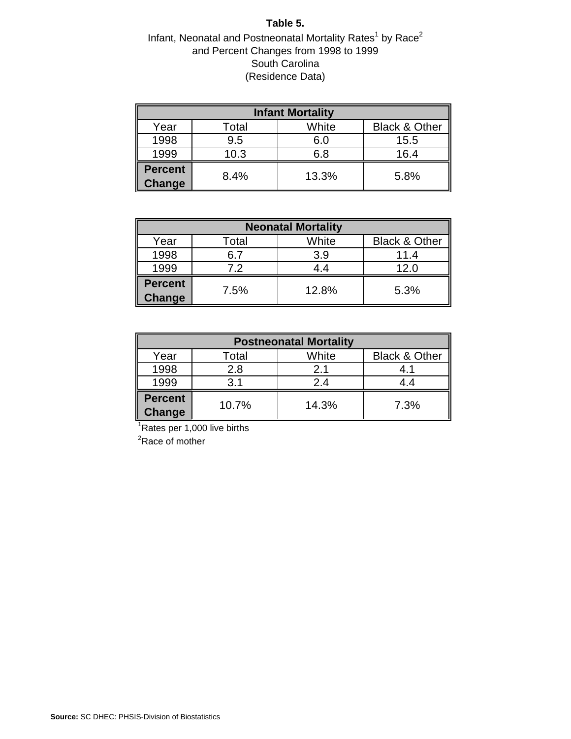**Table 5.**

Infant, Neonatal and Postneonatal Mortality Rates[1] by Race[2]
and Percent Changes from 1998 to 1999
South Carolina
(Residence Data)

| Infant Mortality | | | |
|---|---|---|---|
| Year | Total | White | Black & Other |
| 1998 | 9.5 | 6.0 | 15.5 |
| 1999 | 10.3 | 6.8 | 16.4 |
| **Percent Change** | 8.4% | 13.3% | 5.8% |

| Neonatal Mortality | | | |
|---|---|---|---|
| Year | Total | White | Black & Other |
| 1998 | 6.7 | 3.9 | 11.4 |
| 1999 | 7.2 | 4.4 | 12.0 |
| **Percent Change** | 7.5% | 12.8% | 5.3% |

| Postneonatal Mortality | | | |
|---|---|---|---|
| Year | Total | White | Black & Other |
| 1998 | 2.8 | 2.1 | 4.1 |
| 1999 | 3.1 | 2.4 | 4.4 |
| **Percent Change** | 10.7% | 14.3% | 7.3% |

[1]Rates per 1,000 live births

[2]Race of mother

**Source:** SC DHEC: PHSIS-Division of Biostatistics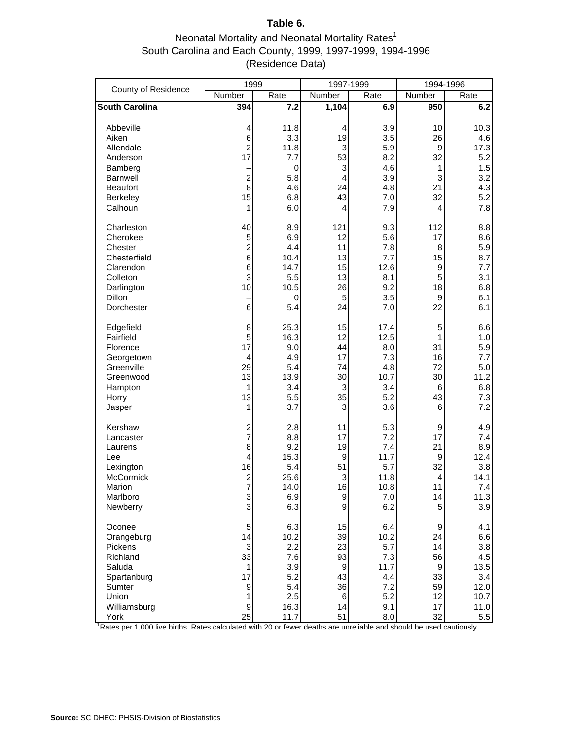# Table 6.

## Neonatal Mortality and Neonatal Mortality Rates[1]
## South Carolina and Each County, 1999, 1997-1999, 1994-1996
## (Residence Data)

| County of Residence | 1999 | | 1997-1999 | | 1994-1996 | |
|---|---|---|---|---|---|---|
| | Number | Rate | Number | Rate | Number | Rate |
| **South Carolina** | **394** | **7.2** | **1,104** | **6.9** | **950** | **6.2** |
| Abbeville | 4 | 11.8 | 4 | 3.9 | 10 | 10.3 |
| Aiken | 6 | 3.3 | 19 | 3.5 | 26 | 4.6 |
| Allendale | 2 | 11.8 | 3 | 5.9 | 9 | 17.3 |
| Anderson | 17 | 7.7 | 53 | 8.2 | 32 | 5.2 |
| Bamberg | – | 0 | 3 | 4.6 | 1 | 1.5 |
| Barnwell | 2 | 5.8 | 4 | 3.9 | 3 | 3.2 |
| Beaufort | 8 | 4.6 | 24 | 4.8 | 21 | 4.3 |
| Berkeley | 15 | 6.8 | 43 | 7.0 | 32 | 5.2 |
| Calhoun | 1 | 6.0 | 4 | 7.9 | 4 | 7.8 |
| Charleston | 40 | 8.9 | 121 | 9.3 | 112 | 8.8 |
| Cherokee | 5 | 6.9 | 12 | 5.6 | 17 | 8.6 |
| Chester | 2 | 4.4 | 11 | 7.8 | 8 | 5.9 |
| Chesterfield | 6 | 10.4 | 13 | 7.7 | 15 | 8.7 |
| Clarendon | 6 | 14.7 | 15 | 12.6 | 9 | 7.7 |
| Colleton | 3 | 5.5 | 13 | 8.1 | 5 | 3.1 |
| Darlington | 10 | 10.5 | 26 | 9.2 | 18 | 6.8 |
| Dillon | – | 0 | 5 | 3.5 | 9 | 6.1 |
| Dorchester | 6 | 5.4 | 24 | 7.0 | 22 | 6.1 |
| Edgefield | 8 | 25.3 | 15 | 17.4 | 5 | 6.6 |
| Fairfield | 5 | 16.3 | 12 | 12.5 | 1 | 1.0 |
| Florence | 17 | 9.0 | 44 | 8.0 | 31 | 5.9 |
| Georgetown | 4 | 4.9 | 17 | 7.3 | 16 | 7.7 |
| Greenville | 29 | 5.4 | 74 | 4.8 | 72 | 5.0 |
| Greenwood | 13 | 13.9 | 30 | 10.7 | 30 | 11.2 |
| Hampton | 1 | 3.4 | 3 | 3.4 | 6 | 6.8 |
| Horry | 13 | 5.5 | 35 | 5.2 | 43 | 7.3 |
| Jasper | 1 | 3.7 | 3 | 3.6 | 6 | 7.2 |
| Kershaw | 2 | 2.8 | 11 | 5.3 | 9 | 4.9 |
| Lancaster | 7 | 8.8 | 17 | 7.2 | 17 | 7.4 |
| Laurens | 8 | 9.2 | 19 | 7.4 | 21 | 8.9 |
| Lee | 4 | 15.3 | 9 | 11.7 | 9 | 12.4 |
| Lexington | 16 | 5.4 | 51 | 5.7 | 32 | 3.8 |
| McCormick | 2 | 25.6 | 3 | 11.8 | 4 | 14.1 |
| Marion | 7 | 14.0 | 16 | 10.8 | 11 | 7.4 |
| Marlboro | 3 | 6.9 | 9 | 7.0 | 14 | 11.3 |
| Newberry | 3 | 6.3 | 9 | 6.2 | 5 | 3.9 |
| Oconee | 5 | 6.3 | 15 | 6.4 | 9 | 4.1 |
| Orangeburg | 14 | 10.2 | 39 | 10.2 | 24 | 6.6 |
| Pickens | 3 | 2.2 | 23 | 5.7 | 14 | 3.8 |
| Richland | 33 | 7.6 | 93 | 7.3 | 56 | 4.5 |
| Saluda | 1 | 3.9 | 9 | 11.7 | 9 | 13.5 |
| Spartanburg | 17 | 5.2 | 43 | 4.4 | 33 | 3.4 |
| Sumter | 9 | 5.4 | 36 | 7.2 | 59 | 12.0 |
| Union | 1 | 2.5 | 6 | 5.2 | 12 | 10.7 |
| Williamsburg | 9 | 16.3 | 14 | 9.1 | 17 | 11.0 |
| York | 25 | 11.7 | 51 | 8.0 | 32 | 5.5 |

[1]Rates per 1,000 live births. Rates calculated with 20 or fewer deaths are unreliable and should be used cautiously.

**Source:** SC DHEC: PHSIS-Division of Biostatistics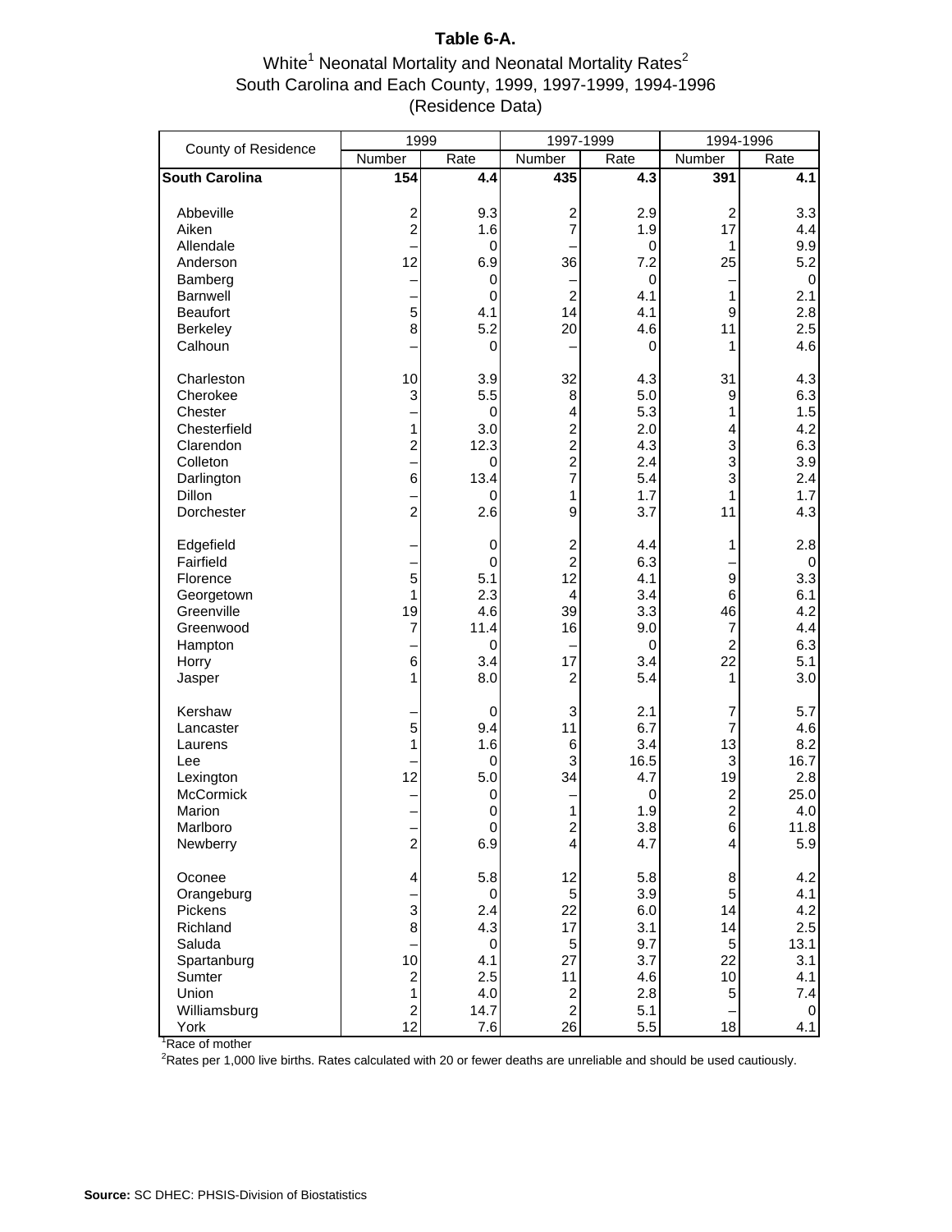**Table 6-A.**

White[1] Neonatal Mortality and Neonatal Mortality Rates[2]
South Carolina and Each County, 1999, 1997-1999, 1994-1996
(Residence Data)

| County of Residence | 1999 | | 1997-1999 | | 1994-1996 | |
|---|---|---|---|---|---|---|
| | Number | Rate | Number | Rate | Number | Rate |
| **South Carolina** | **154** | **4.4** | **435** | **4.3** | **391** | **4.1** |
| Abbeville | 2 | 9.3 | 2 | 2.9 | 2 | 3.3 |
| Aiken | 2 | 1.6 | 7 | 1.9 | 17 | 4.4 |
| Allendale | – | 0 | – | 0 | 1 | 9.9 |
| Anderson | 12 | 6.9 | 36 | 7.2 | 25 | 5.2 |
| Bamberg | – | 0 | – | 0 | – | 0 |
| Barnwell | – | 0 | 2 | 4.1 | 1 | 2.1 |
| Beaufort | 5 | 4.1 | 14 | 4.1 | 9 | 2.8 |
| Berkeley | 8 | 5.2 | 20 | 4.6 | 11 | 2.5 |
| Calhoun | – | 0 | – | 0 | 1 | 4.6 |
| Charleston | 10 | 3.9 | 32 | 4.3 | 31 | 4.3 |
| Cherokee | 3 | 5.5 | 8 | 5.0 | 9 | 6.3 |
| Chester | – | 0 | 4 | 5.3 | 1 | 1.5 |
| Chesterfield | 1 | 3.0 | 2 | 2.0 | 4 | 4.2 |
| Clarendon | 2 | 12.3 | 2 | 4.3 | 3 | 6.3 |
| Colleton | – | 0 | 2 | 2.4 | 3 | 3.9 |
| Darlington | 6 | 13.4 | 7 | 5.4 | 3 | 2.4 |
| Dillon | – | 0 | 1 | 1.7 | 1 | 1.7 |
| Dorchester | 2 | 2.6 | 9 | 3.7 | 11 | 4.3 |
| Edgefield | – | 0 | 2 | 4.4 | 1 | 2.8 |
| Fairfield | – | 0 | 2 | 6.3 | – | 0 |
| Florence | 5 | 5.1 | 12 | 4.1 | 9 | 3.3 |
| Georgetown | 1 | 2.3 | 4 | 3.4 | 6 | 6.1 |
| Greenville | 19 | 4.6 | 39 | 3.3 | 46 | 4.2 |
| Greenwood | 7 | 11.4 | 16 | 9.0 | 7 | 4.4 |
| Hampton | – | 0 | – | 0 | 2 | 6.3 |
| Horry | 6 | 3.4 | 17 | 3.4 | 22 | 5.1 |
| Jasper | 1 | 8.0 | 2 | 5.4 | 1 | 3.0 |
| Kershaw | – | 0 | 3 | 2.1 | 7 | 5.7 |
| Lancaster | 5 | 9.4 | 11 | 6.7 | 7 | 4.6 |
| Laurens | 1 | 1.6 | 6 | 3.4 | 13 | 8.2 |
| Lee | – | 0 | 3 | 16.5 | 3 | 16.7 |
| Lexington | 12 | 5.0 | 34 | 4.7 | 19 | 2.8 |
| McCormick | – | 0 | – | 0 | 2 | 25.0 |
| Marion | – | 0 | 1 | 1.9 | 2 | 4.0 |
| Marlboro | – | 0 | 2 | 3.8 | 6 | 11.8 |
| Newberry | 2 | 6.9 | 4 | 4.7 | 4 | 5.9 |
| Oconee | 4 | 5.8 | 12 | 5.8 | 8 | 4.2 |
| Orangeburg | – | 0 | 5 | 3.9 | 5 | 4.1 |
| Pickens | 3 | 2.4 | 22 | 6.0 | 14 | 4.2 |
| Richland | 8 | 4.3 | 17 | 3.1 | 14 | 2.5 |
| Saluda | – | 0 | 5 | 9.7 | 5 | 13.1 |
| Spartanburg | 10 | 4.1 | 27 | 3.7 | 22 | 3.1 |
| Sumter | 2 | 2.5 | 11 | 4.6 | 10 | 4.1 |
| Union | 1 | 4.0 | 2 | 2.8 | 5 | 7.4 |
| Williamsburg | 2 | 14.7 | 2 | 5.1 | – | 0 |
| York | 12 | 7.6 | 26 | 5.5 | 18 | 4.1 |

[1]Race of mother

[2]Rates per 1,000 live births. Rates calculated with 20 or fewer deaths are unreliable and should be used cautiously.

**Source:** SC DHEC: PHSIS-Division of Biostatistics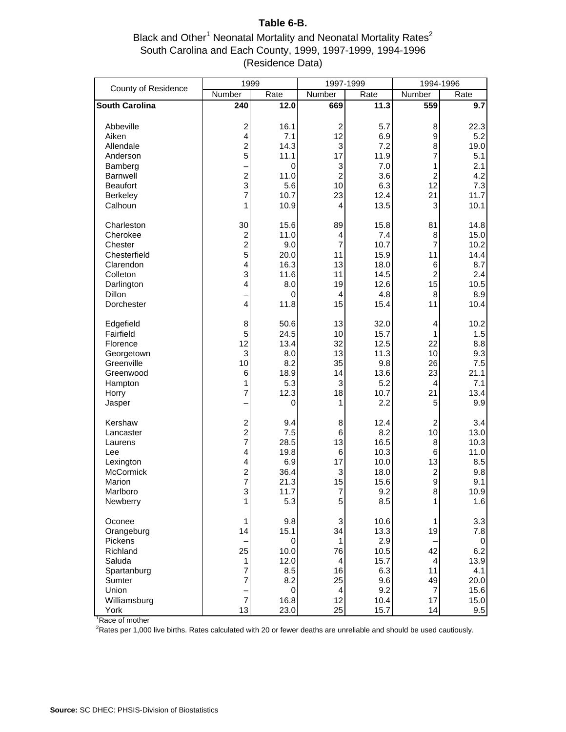**Table 6-B.**

Black and Other[1] Neonatal Mortality and Neonatal Mortality Rates[2]
South Carolina and Each County, 1999, 1997-1999, 1994-1996
(Residence Data)

| County of Residence | 1999 | | 1997-1999 | | 1994-1996 | |
|---|---|---|---|---|---|---|
| | Number | Rate | Number | Rate | Number | Rate |
| **South Carolina** | **240** | **12.0** | **669** | **11.3** | **559** | **9.7** |
| Abbeville | 2 | 16.1 | 2 | 5.7 | 8 | 22.3 |
| Aiken | 4 | 7.1 | 12 | 6.9 | 9 | 5.2 |
| Allendale | 2 | 14.3 | 3 | 7.2 | 8 | 19.0 |
| Anderson | 5 | 11.1 | 17 | 11.9 | 7 | 5.1 |
| Bamberg | – | 0 | 3 | 7.0 | 1 | 2.1 |
| Barnwell | 2 | 11.0 | 2 | 3.6 | 2 | 4.2 |
| Beaufort | 3 | 5.6 | 10 | 6.3 | 12 | 7.3 |
| Berkeley | 7 | 10.7 | 23 | 12.4 | 21 | 11.7 |
| Calhoun | 1 | 10.9 | 4 | 13.5 | 3 | 10.1 |
| Charleston | 30 | 15.6 | 89 | 15.8 | 81 | 14.8 |
| Cherokee | 2 | 11.0 | 4 | 7.4 | 8 | 15.0 |
| Chester | 2 | 9.0 | 7 | 10.7 | 7 | 10.2 |
| Chesterfield | 5 | 20.0 | 11 | 15.9 | 11 | 14.4 |
| Clarendon | 4 | 16.3 | 13 | 18.0 | 6 | 8.7 |
| Colleton | 3 | 11.6 | 11 | 14.5 | 2 | 2.4 |
| Darlington | 4 | 8.0 | 19 | 12.6 | 15 | 10.5 |
| Dillon | – | 0 | 4 | 4.8 | 8 | 8.9 |
| Dorchester | 4 | 11.8 | 15 | 15.4 | 11 | 10.4 |
| Edgefield | 8 | 50.6 | 13 | 32.0 | 4 | 10.2 |
| Fairfield | 5 | 24.5 | 10 | 15.7 | 1 | 1.5 |
| Florence | 12 | 13.4 | 32 | 12.5 | 22 | 8.8 |
| Georgetown | 3 | 8.0 | 13 | 11.3 | 10 | 9.3 |
| Greenville | 10 | 8.2 | 35 | 9.8 | 26 | 7.5 |
| Greenwood | 6 | 18.9 | 14 | 13.6 | 23 | 21.1 |
| Hampton | 1 | 5.3 | 3 | 5.2 | 4 | 7.1 |
| Horry | 7 | 12.3 | 18 | 10.7 | 21 | 13.4 |
| Jasper | – | 0 | 1 | 2.2 | 5 | 9.9 |
| Kershaw | 2 | 9.4 | 8 | 12.4 | 2 | 3.4 |
| Lancaster | 2 | 7.5 | 6 | 8.2 | 10 | 13.0 |
| Laurens | 7 | 28.5 | 13 | 16.5 | 8 | 10.3 |
| Lee | 4 | 19.8 | 6 | 10.3 | 6 | 11.0 |
| Lexington | 4 | 6.9 | 17 | 10.0 | 13 | 8.5 |
| McCormick | 2 | 36.4 | 3 | 18.0 | 2 | 9.8 |
| Marion | 7 | 21.3 | 15 | 15.6 | 9 | 9.1 |
| Marlboro | 3 | 11.7 | 7 | 9.2 | 8 | 10.9 |
| Newberry | 1 | 5.3 | 5 | 8.5 | 1 | 1.6 |
| Oconee | 1 | 9.8 | 3 | 10.6 | 1 | 3.3 |
| Orangeburg | 14 | 15.1 | 34 | 13.3 | 19 | 7.8 |
| Pickens | – | 0 | 1 | 2.9 | – | 0 |
| Richland | 25 | 10.0 | 76 | 10.5 | 42 | 6.2 |
| Saluda | 1 | 12.0 | 4 | 15.7 | 4 | 13.9 |
| Spartanburg | 7 | 8.5 | 16 | 6.3 | 11 | 4.1 |
| Sumter | 7 | 8.2 | 25 | 9.6 | 49 | 20.0 |
| Union | – | 0 | 4 | 9.2 | 7 | 15.6 |
| Williamsburg | 7 | 16.8 | 12 | 10.4 | 17 | 15.0 |
| York | 13 | 23.0 | 25 | 15.7 | 14 | 9.5 |

[1]Race of mother

[2]Rates per 1,000 live births. Rates calculated with 20 or fewer deaths are unreliable and should be used cautiously.

**Source:** SC DHEC: PHSIS-Division of Biostatistics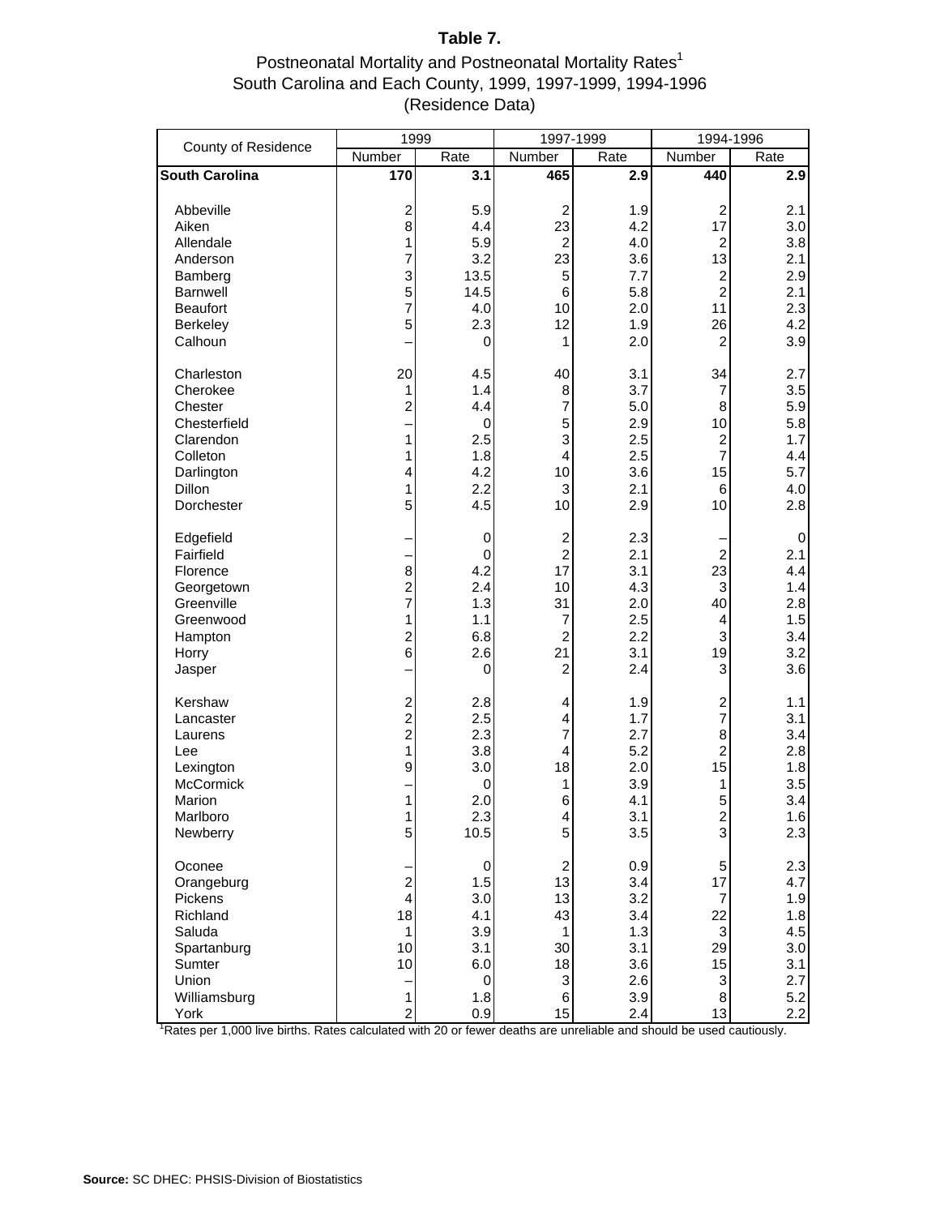# Table 7.

Postneonatal Mortality and Postneonatal Mortality Rates[1]
South Carolina and Each County, 1999, 1997-1999, 1994-1996
(Residence Data)

| County of Residence | 1999 | | 1997-1999 | | 1994-1996 | |
|---|---|---|---|---|---|---|
| | Number | Rate | Number | Rate | Number | Rate |
| **South Carolina** | **170** | **3.1** | **465** | **2.9** | **440** | **2.9** |
| Abbeville | 2 | 5.9 | 2 | 1.9 | 2 | 2.1 |
| Aiken | 8 | 4.4 | 23 | 4.2 | 17 | 3.0 |
| Allendale | 1 | 5.9 | 2 | 4.0 | 2 | 3.8 |
| Anderson | 7 | 3.2 | 23 | 3.6 | 13 | 2.1 |
| Bamberg | 3 | 13.5 | 5 | 7.7 | 2 | 2.9 |
| Barnwell | 5 | 14.5 | 6 | 5.8 | 2 | 2.1 |
| Beaufort | 7 | 4.0 | 10 | 2.0 | 11 | 2.3 |
| Berkeley | 5 | 2.3 | 12 | 1.9 | 26 | 4.2 |
| Calhoun | – | 0 | 1 | 2.0 | 2 | 3.9 |
| Charleston | 20 | 4.5 | 40 | 3.1 | 34 | 2.7 |
| Cherokee | 1 | 1.4 | 8 | 3.7 | 7 | 3.5 |
| Chester | 2 | 4.4 | 7 | 5.0 | 8 | 5.9 |
| Chesterfield | – | 0 | 5 | 2.9 | 10 | 5.8 |
| Clarendon | 1 | 2.5 | 3 | 2.5 | 2 | 1.7 |
| Colleton | 1 | 1.8 | 4 | 2.5 | 7 | 4.4 |
| Darlington | 4 | 4.2 | 10 | 3.6 | 15 | 5.7 |
| Dillon | 1 | 2.2 | 3 | 2.1 | 6 | 4.0 |
| Dorchester | 5 | 4.5 | 10 | 2.9 | 10 | 2.8 |
| Edgefield | – | 0 | 2 | 2.3 | – | 0 |
| Fairfield | – | 0 | 2 | 2.1 | 2 | 2.1 |
| Florence | 8 | 4.2 | 17 | 3.1 | 23 | 4.4 |
| Georgetown | 2 | 2.4 | 10 | 4.3 | 3 | 1.4 |
| Greenville | 7 | 1.3 | 31 | 2.0 | 40 | 2.8 |
| Greenwood | 1 | 1.1 | 7 | 2.5 | 4 | 1.5 |
| Hampton | 2 | 6.8 | 2 | 2.2 | 3 | 3.4 |
| Horry | 6 | 2.6 | 21 | 3.1 | 19 | 3.2 |
| Jasper | – | 0 | 2 | 2.4 | 3 | 3.6 |
| Kershaw | 2 | 2.8 | 4 | 1.9 | 2 | 1.1 |
| Lancaster | 2 | 2.5 | 4 | 1.7 | 7 | 3.1 |
| Laurens | 2 | 2.3 | 7 | 2.7 | 8 | 3.4 |
| Lee | 1 | 3.8 | 4 | 5.2 | 2 | 2.8 |
| Lexington | 9 | 3.0 | 18 | 2.0 | 15 | 1.8 |
| McCormick | – | 0 | 1 | 3.9 | 1 | 3.5 |
| Marion | 1 | 2.0 | 6 | 4.1 | 5 | 3.4 |
| Marlboro | 1 | 2.3 | 4 | 3.1 | 2 | 1.6 |
| Newberry | 5 | 10.5 | 5 | 3.5 | 3 | 2.3 |
| Oconee | – | 0 | 2 | 0.9 | 5 | 2.3 |
| Orangeburg | 2 | 1.5 | 13 | 3.4 | 17 | 4.7 |
| Pickens | 4 | 3.0 | 13 | 3.2 | 7 | 1.9 |
| Richland | 18 | 4.1 | 43 | 3.4 | 22 | 1.8 |
| Saluda | 1 | 3.9 | 1 | 1.3 | 3 | 4.5 |
| Spartanburg | 10 | 3.1 | 30 | 3.1 | 29 | 3.0 |
| Sumter | 10 | 6.0 | 18 | 3.6 | 15 | 3.1 |
| Union | – | 0 | 3 | 2.6 | 3 | 2.7 |
| Williamsburg | 1 | 1.8 | 6 | 3.9 | 8 | 5.2 |
| York | 2 | 0.9 | 15 | 2.4 | 13 | 2.2 |

[1]Rates per 1,000 live births. Rates calculated with 20 or fewer deaths are unreliable and should be used cautiously.

**Source:** SC DHEC: PHSIS-Division of Biostatistics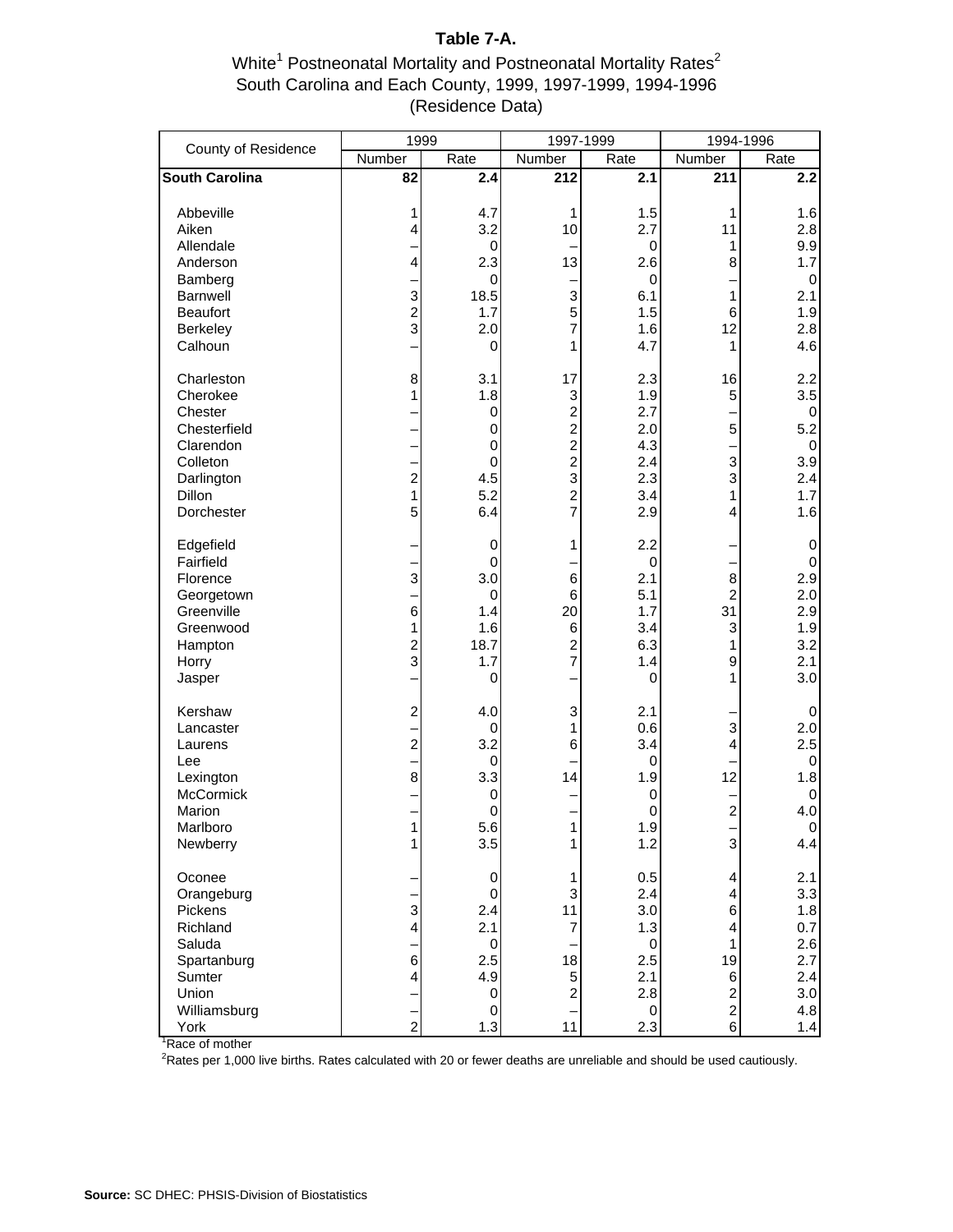**Table 7-A.**

White[1] Postneonatal Mortality and Postneonatal Mortality Rates[2]
South Carolina and Each County, 1999, 1997-1999, 1994-1996
(Residence Data)

| County of Residence | 1999 | | 1997-1999 | | 1994-1996 | |
|---|---|---|---|---|---|---|
| | Number | Rate | Number | Rate | Number | Rate |
| **South Carolina** | **82** | **2.4** | **212** | **2.1** | **211** | **2.2** |
| Abbeville | 1 | 4.7 | 1 | 1.5 | 1 | 1.6 |
| Aiken | 4 | 3.2 | 10 | 2.7 | 11 | 2.8 |
| Allendale | – | 0 | – | 0 | 1 | 9.9 |
| Anderson | 4 | 2.3 | 13 | 2.6 | 8 | 1.7 |
| Bamberg | – | 0 | – | 0 | – | 0 |
| Barnwell | 3 | 18.5 | 3 | 6.1 | 1 | 2.1 |
| Beaufort | 2 | 1.7 | 5 | 1.5 | 6 | 1.9 |
| Berkeley | 3 | 2.0 | 7 | 1.6 | 12 | 2.8 |
| Calhoun | – | 0 | 1 | 4.7 | 1 | 4.6 |
| Charleston | 8 | 3.1 | 17 | 2.3 | 16 | 2.2 |
| Cherokee | 1 | 1.8 | 3 | 1.9 | 5 | 3.5 |
| Chester | – | 0 | 2 | 2.7 | – | 0 |
| Chesterfield | – | 0 | 2 | 2.0 | 5 | 5.2 |
| Clarendon | – | 0 | 2 | 4.3 | – | 0 |
| Colleton | – | 0 | 2 | 2.4 | 3 | 3.9 |
| Darlington | 2 | 4.5 | 3 | 2.3 | 3 | 2.4 |
| Dillon | 1 | 5.2 | 2 | 3.4 | 1 | 1.7 |
| Dorchester | 5 | 6.4 | 7 | 2.9 | 4 | 1.6 |
| Edgefield | – | 0 | 1 | 2.2 | – | 0 |
| Fairfield | – | 0 | – | 0 | – | 0 |
| Florence | 3 | 3.0 | 6 | 2.1 | 8 | 2.9 |
| Georgetown | – | 0 | 6 | 5.1 | 2 | 2.0 |
| Greenville | 6 | 1.4 | 20 | 1.7 | 31 | 2.9 |
| Greenwood | 1 | 1.6 | 6 | 3.4 | 3 | 1.9 |
| Hampton | 2 | 18.7 | 2 | 6.3 | 1 | 3.2 |
| Horry | 3 | 1.7 | 7 | 1.4 | 9 | 2.1 |
| Jasper | – | 0 | – | 0 | 1 | 3.0 |
| Kershaw | 2 | 4.0 | 3 | 2.1 | – | 0 |
| Lancaster | – | 0 | 1 | 0.6 | 3 | 2.0 |
| Laurens | 2 | 3.2 | 6 | 3.4 | 4 | 2.5 |
| Lee | – | 0 | – | 0 | – | 0 |
| Lexington | 8 | 3.3 | 14 | 1.9 | 12 | 1.8 |
| McCormick | – | 0 | – | 0 | – | 0 |
| Marion | – | 0 | – | 0 | 2 | 4.0 |
| Marlboro | 1 | 5.6 | 1 | 1.9 | – | 0 |
| Newberry | 1 | 3.5 | 1 | 1.2 | 3 | 4.4 |
| Oconee | – | 0 | 1 | 0.5 | 4 | 2.1 |
| Orangeburg | – | 0 | 3 | 2.4 | 4 | 3.3 |
| Pickens | 3 | 2.4 | 11 | 3.0 | 6 | 1.8 |
| Richland | 4 | 2.1 | 7 | 1.3 | 4 | 0.7 |
| Saluda | – | 0 | – | 0 | 1 | 2.6 |
| Spartanburg | 6 | 2.5 | 18 | 2.5 | 19 | 2.7 |
| Sumter | 4 | 4.9 | 5 | 2.1 | 6 | 2.4 |
| Union | – | 0 | 2 | 2.8 | 2 | 3.0 |
| Williamsburg | – | 0 | – | 0 | 2 | 4.8 |
| York | 2 | 1.3 | 11 | 2.3 | 6 | 1.4 |

[1]Race of mother

[2]Rates per 1,000 live births. Rates calculated with 20 or fewer deaths are unreliable and should be used cautiously.

**Source:** SC DHEC: PHSIS-Division of Biostatistics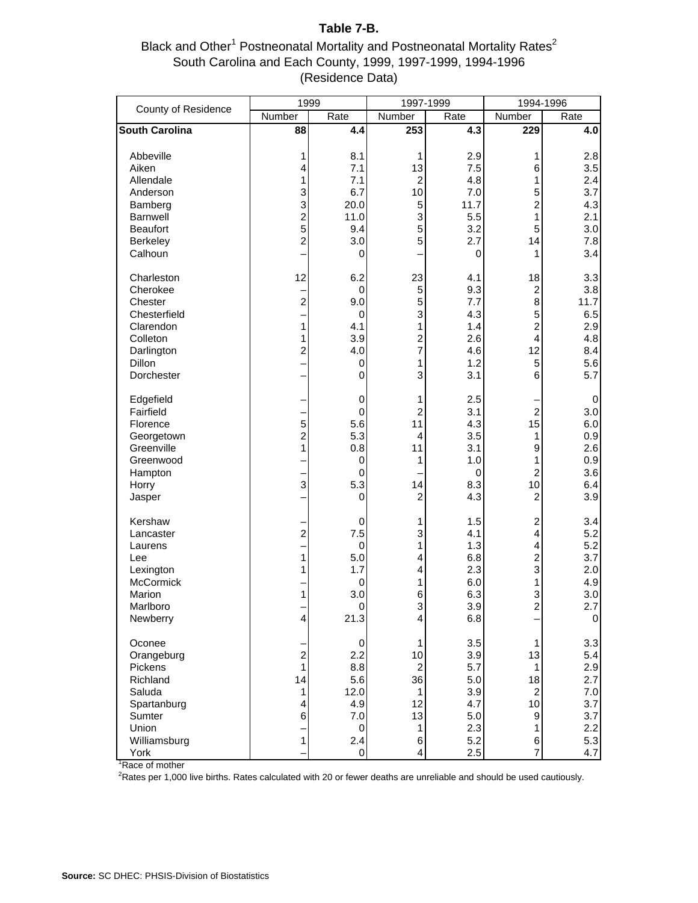# Table 7-B.

## Black and Other[1] Postneonatal Mortality and Postneonatal Mortality Rates[2]
## South Carolina and Each County, 1999, 1997-1999, 1994-1996
## (Residence Data)

| County of Residence | 1999 | | 1997-1999 | | 1994-1996 | |
|---|---|---|---|---|---|---|
| | Number | Rate | Number | Rate | Number | Rate |
| **South Carolina** | **88** | **4.4** | **253** | **4.3** | **229** | **4.0** |
| Abbeville | 1 | 8.1 | 1 | 2.9 | 1 | 2.8 |
| Aiken | 4 | 7.1 | 13 | 7.5 | 6 | 3.5 |
| Allendale | 1 | 7.1 | 2 | 4.8 | 1 | 2.4 |
| Anderson | 3 | 6.7 | 10 | 7.0 | 5 | 3.7 |
| Bamberg | 3 | 20.0 | 5 | 11.7 | 2 | 4.3 |
| Barnwell | 2 | 11.0 | 3 | 5.5 | 1 | 2.1 |
| Beaufort | 5 | 9.4 | 5 | 3.2 | 5 | 3.0 |
| Berkeley | 2 | 3.0 | 5 | 2.7 | 14 | 7.8 |
| Calhoun | – | 0 | – | 0 | 1 | 3.4 |
| Charleston | 12 | 6.2 | 23 | 4.1 | 18 | 3.3 |
| Cherokee | – | 0 | 5 | 9.3 | 2 | 3.8 |
| Chester | 2 | 9.0 | 5 | 7.7 | 8 | 11.7 |
| Chesterfield | – | 0 | 3 | 4.3 | 5 | 6.5 |
| Clarendon | 1 | 4.1 | 1 | 1.4 | 2 | 2.9 |
| Colleton | 1 | 3.9 | 2 | 2.6 | 4 | 4.8 |
| Darlington | 2 | 4.0 | 7 | 4.6 | 12 | 8.4 |
| Dillon | – | 0 | 1 | 1.2 | 5 | 5.6 |
| Dorchester | – | 0 | 3 | 3.1 | 6 | 5.7 |
| Edgefield | – | 0 | 1 | 2.5 | – | 0 |
| Fairfield | – | 0 | 2 | 3.1 | 2 | 3.0 |
| Florence | 5 | 5.6 | 11 | 4.3 | 15 | 6.0 |
| Georgetown | 2 | 5.3 | 4 | 3.5 | 1 | 0.9 |
| Greenville | 1 | 0.8 | 11 | 3.1 | 9 | 2.6 |
| Greenwood | – | 0 | 1 | 1.0 | 1 | 0.9 |
| Hampton | – | 0 | – | 0 | 2 | 3.6 |
| Horry | 3 | 5.3 | 14 | 8.3 | 10 | 6.4 |
| Jasper | – | 0 | 2 | 4.3 | 2 | 3.9 |
| Kershaw | – | 0 | 1 | 1.5 | 2 | 3.4 |
| Lancaster | 2 | 7.5 | 3 | 4.1 | 4 | 5.2 |
| Laurens | – | 0 | 1 | 1.3 | 4 | 5.2 |
| Lee | 1 | 5.0 | 4 | 6.8 | 2 | 3.7 |
| Lexington | 1 | 1.7 | 4 | 2.3 | 3 | 2.0 |
| McCormick | – | 0 | 1 | 6.0 | 1 | 4.9 |
| Marion | 1 | 3.0 | 6 | 6.3 | 3 | 3.0 |
| Marlboro | – | 0 | 3 | 3.9 | 2 | 2.7 |
| Newberry | 4 | 21.3 | 4 | 6.8 | – | 0 |
| Oconee | – | 0 | 1 | 3.5 | 1 | 3.3 |
| Orangeburg | 2 | 2.2 | 10 | 3.9 | 13 | 5.4 |
| Pickens | 1 | 8.8 | 2 | 5.7 | 1 | 2.9 |
| Richland | 14 | 5.6 | 36 | 5.0 | 18 | 2.7 |
| Saluda | 1 | 12.0 | 1 | 3.9 | 2 | 7.0 |
| Spartanburg | 4 | 4.9 | 12 | 4.7 | 10 | 3.7 |
| Sumter | 6 | 7.0 | 13 | 5.0 | 9 | 3.7 |
| Union | – | 0 | 1 | 2.3 | 1 | 2.2 |
| Williamsburg | 1 | 2.4 | 6 | 5.2 | 6 | 5.3 |
| York | – | 0 | 4 | 2.5 | 7 | 4.7 |

[1]Race of mother

[2]Rates per 1,000 live births. Rates calculated with 20 or fewer deaths are unreliable and should be used cautiously.

**Source:** SC DHEC: PHSIS-Division of Biostatistics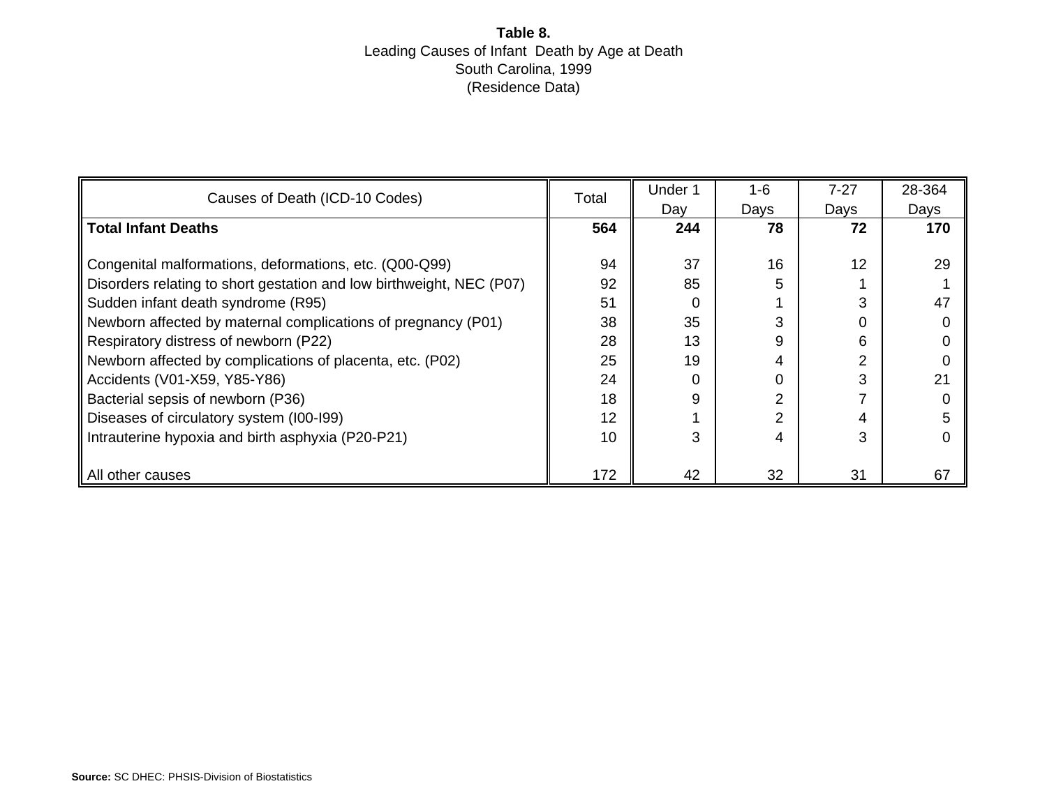**Table 8.**
Leading Causes of Infant Death by Age at Death
South Carolina, 1999
(Residence Data)

| Causes of Death (ICD-10 Codes) | Total | Under 1 Day | 1-6 Days | 7-27 Days | 28-364 Days |
|---|---|---|---|---|---|
| **Total Infant Deaths** | **564** | **244** | **78** | **72** | **170** |
| Congenital malformations, deformations, etc. (Q00-Q99) | 94 | 37 | 16 | 12 | 29 |
| Disorders relating to short gestation and low birthweight, NEC (P07) | 92 | 85 | 5 | 1 | 1 |
| Sudden infant death syndrome (R95) | 51 | 0 | 1 | 3 | 47 |
| Newborn affected by maternal complications of pregnancy (P01) | 38 | 35 | 3 | 0 | 0 |
| Respiratory distress of newborn (P22) | 28 | 13 | 9 | 6 | 0 |
| Newborn affected by complications of placenta, etc. (P02) | 25 | 19 | 4 | 2 | 0 |
| Accidents (V01-X59, Y85-Y86) | 24 | 0 | 0 | 3 | 21 |
| Bacterial sepsis of newborn (P36) | 18 | 9 | 2 | 7 | 0 |
| Diseases of circulatory system (I00-I99) | 12 | 1 | 2 | 4 | 5 |
| Intrauterine hypoxia and birth asphyxia (P20-P21) | 10 | 3 | 4 | 3 | 0 |
| All other causes | 172 | 42 | 32 | 31 | 67 |

**Source:** SC DHEC: PHSIS-Division of Biostatistics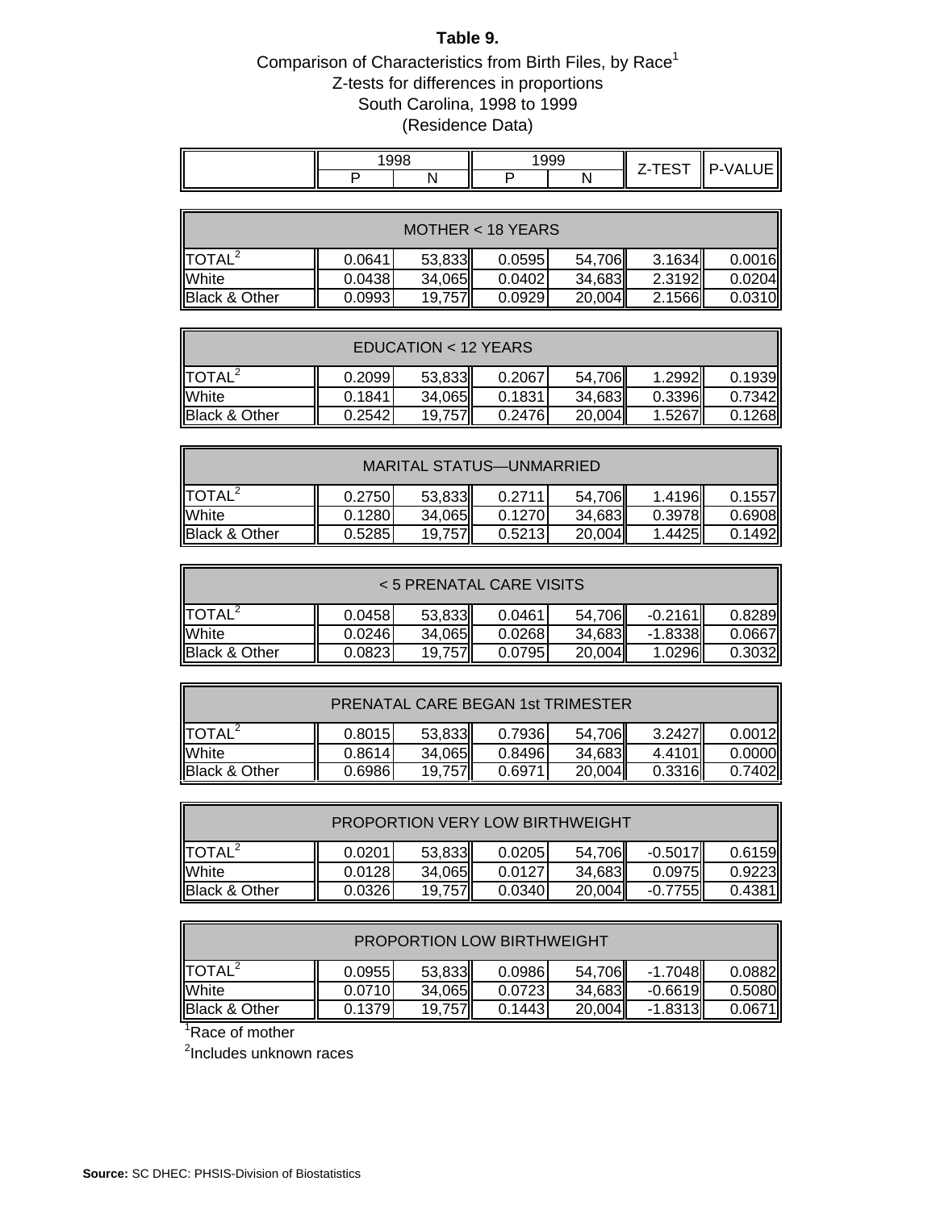# Table 9.

Comparison of Characteristics from Birth Files, by Race[1]
Z-tests for differences in proportions
South Carolina, 1998 to 1999
(Residence Data)

| | 1998 | | 1999 | | Z-TEST | P-VALUE |
|---|---|---|---|---|---|---|
| | P | N | P | N | | |
| **MOTHER < 18 YEARS** | | | | | | |
| TOTAL[2] | 0.0641 | 53,833 | 0.0595 | 54,706 | 3.1634 | 0.0016 |
| White | 0.0438 | 34,065 | 0.0402 | 34,683 | 2.3192 | 0.0204 |
| Black & Other | 0.0993 | 19,757 | 0.0929 | 20,004 | 2.1566 | 0.0310 |
| **EDUCATION < 12 YEARS** | | | | | | |
| TOTAL[2] | 0.2099 | 53,833 | 0.2067 | 54,706 | 1.2992 | 0.1939 |
| White | 0.1841 | 34,065 | 0.1831 | 34,683 | 0.3396 | 0.7342 |
| Black & Other | 0.2542 | 19,757 | 0.2476 | 20,004 | 1.5267 | 0.1268 |
| **MARITAL STATUS—UNMARRIED** | | | | | | |
| TOTAL[2] | 0.2750 | 53,833 | 0.2711 | 54,706 | 1.4196 | 0.1557 |
| White | 0.1280 | 34,065 | 0.1270 | 34,683 | 0.3978 | 0.6908 |
| Black & Other | 0.5285 | 19,757 | 0.5213 | 20,004 | 1.4425 | 0.1492 |
| **< 5 PRENATAL CARE VISITS** | | | | | | |
| TOTAL[2] | 0.0458 | 53,833 | 0.0461 | 54,706 | -0.2161 | 0.8289 |
| White | 0.0246 | 34,065 | 0.0268 | 34,683 | -1.8338 | 0.0667 |
| Black & Other | 0.0823 | 19,757 | 0.0795 | 20,004 | 1.0296 | 0.3032 |
| **PRENATAL CARE BEGAN 1st TRIMESTER** | | | | | | |
| TOTAL[2] | 0.8015 | 53,833 | 0.7936 | 54,706 | 3.2427 | 0.0012 |
| White | 0.8614 | 34,065 | 0.8496 | 34,683 | 4.4101 | 0.0000 |
| Black & Other | 0.6986 | 19,757 | 0.6971 | 20,004 | 0.3316 | 0.7402 |
| **PROPORTION VERY LOW BIRTHWEIGHT** | | | | | | |
| TOTAL[2] | 0.0201 | 53,833 | 0.0205 | 54,706 | -0.5017 | 0.6159 |
| White | 0.0128 | 34,065 | 0.0127 | 34,683 | 0.0975 | 0.9223 |
| Black & Other | 0.0326 | 19,757 | 0.0340 | 20,004 | -0.7755 | 0.4381 |
| **PROPORTION LOW BIRTHWEIGHT** | | | | | | |
| TOTAL[2] | 0.0955 | 53,833 | 0.0986 | 54,706 | -1.7048 | 0.0882 |
| White | 0.0710 | 34,065 | 0.0723 | 34,683 | -0.6619 | 0.5080 |
| Black & Other | 0.1379 | 19,757 | 0.1443 | 20,004 | -1.8313 | 0.0671 |

[1]Race of mother

[2]Includes unknown races

**Source:** SC DHEC: PHSIS-Division of Biostatistics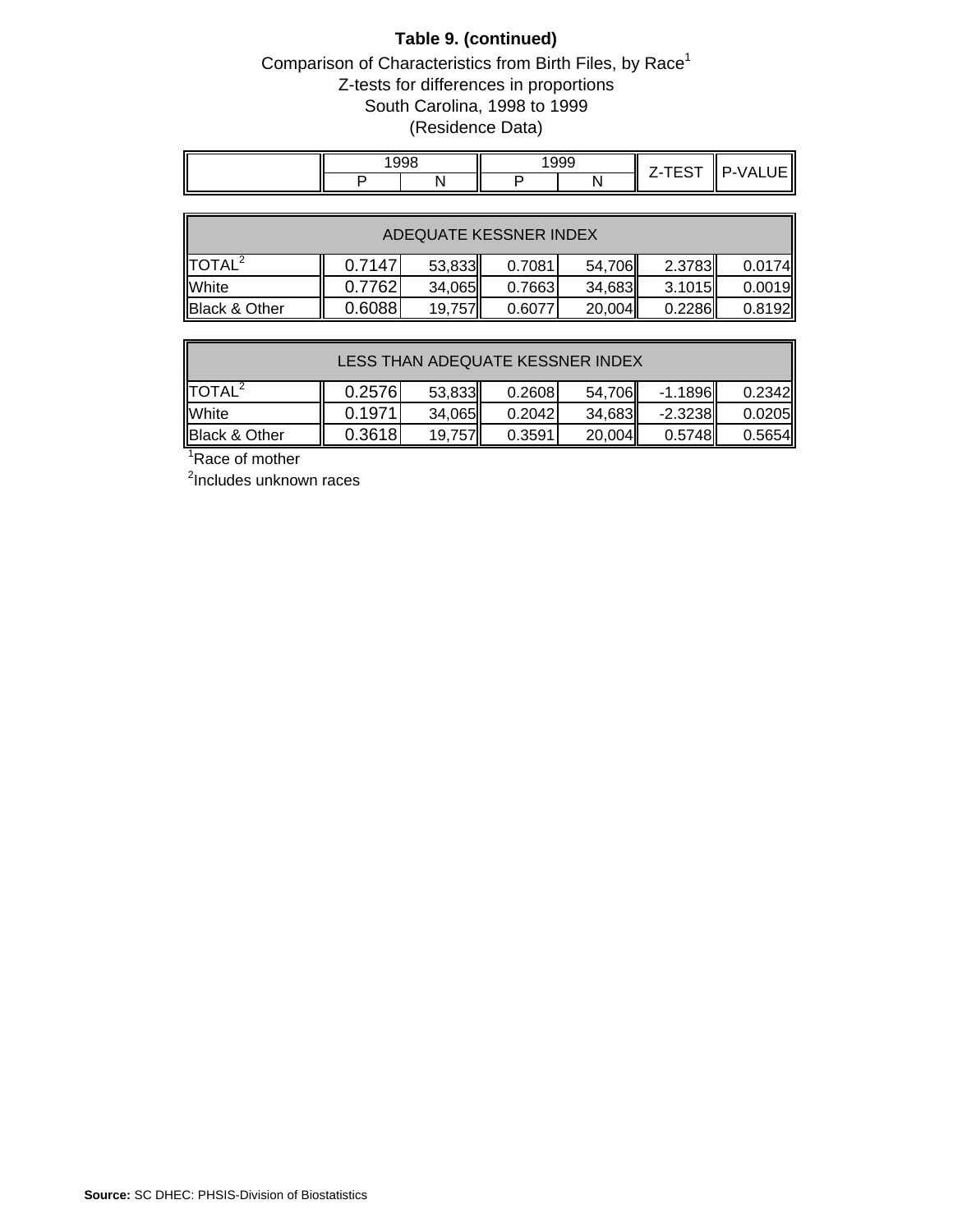**Table 9. (continued)**

Comparison of Characteristics from Birth Files, by Race[1]
Z-tests for differences in proportions
South Carolina, 1998 to 1999
(Residence Data)

| | 1998 | | 1999 | | Z-TEST | P-VALUE |
|---|---|---|---|---|---|---|
| | P | N | P | N | | |
| **ADEQUATE KESSNER INDEX** | | | | | | |
| TOTAL[2] | 0.7147 | 53,833 | 0.7081 | 54,706 | 2.3783 | 0.0174 |
| White | 0.7762 | 34,065 | 0.7663 | 34,683 | 3.1015 | 0.0019 |
| Black & Other | 0.6088 | 19,757 | 0.6077 | 20,004 | 0.2286 | 0.8192 |
| **LESS THAN ADEQUATE KESSNER INDEX** | | | | | | |
| TOTAL[2] | 0.2576 | 53,833 | 0.2608 | 54,706 | -1.1896 | 0.2342 |
| White | 0.1971 | 34,065 | 0.2042 | 34,683 | -2.3238 | 0.0205 |
| Black & Other | 0.3618 | 19,757 | 0.3591 | 20,004 | 0.5748 | 0.5654 |

[1]Race of mother

[2]Includes unknown races

**Source:** SC DHEC: PHSIS-Division of Biostatistics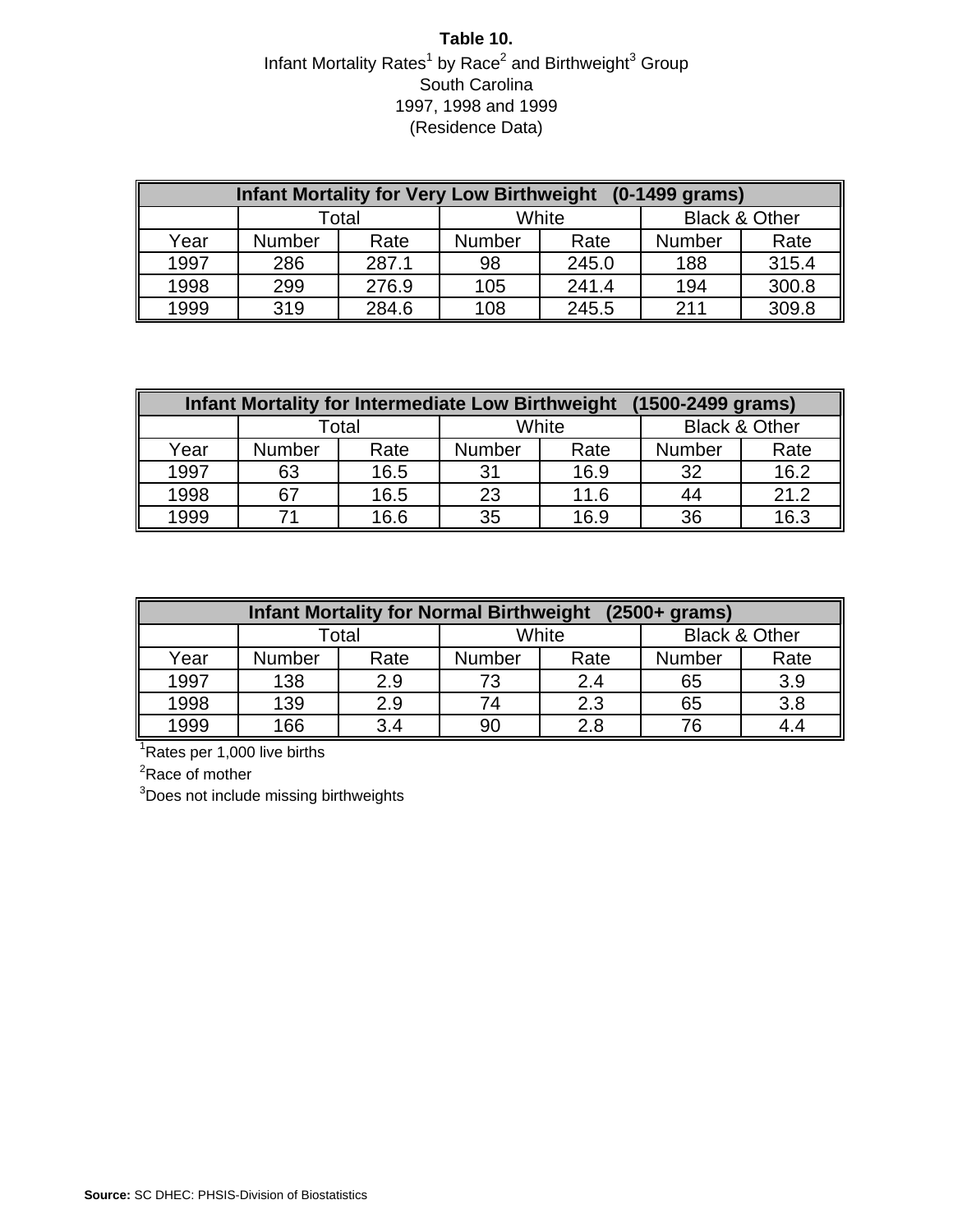**Table 10.**

Infant Mortality Rates[1] by Race[2] and Birthweight[3] Group
South Carolina
1997, 1998 and 1999
(Residence Data)

| Infant Mortality for Very Low Birthweight (0-1499 grams) | | | | | | |
|---|---|---|---|---|---|---|
| | Total | | White | | Black & Other | |
| Year | Number | Rate | Number | Rate | Number | Rate |
| 1997 | 286 | 287.1 | 98 | 245.0 | 188 | 315.4 |
| 1998 | 299 | 276.9 | 105 | 241.4 | 194 | 300.8 |
| 1999 | 319 | 284.6 | 108 | 245.5 | 211 | 309.8 |

| Infant Mortality for Intermediate Low Birthweight (1500-2499 grams) | | | | | | |
|---|---|---|---|---|---|---|
| | Total | | White | | Black & Other | |
| Year | Number | Rate | Number | Rate | Number | Rate |
| 1997 | 63 | 16.5 | 31 | 16.9 | 32 | 16.2 |
| 1998 | 67 | 16.5 | 23 | 11.6 | 44 | 21.2 |
| 1999 | 71 | 16.6 | 35 | 16.9 | 36 | 16.3 |

| Infant Mortality for Normal Birthweight (2500+ grams) | | | | | | |
|---|---|---|---|---|---|---|
| | Total | | White | | Black & Other | |
| Year | Number | Rate | Number | Rate | Number | Rate |
| 1997 | 138 | 2.9 | 73 | 2.4 | 65 | 3.9 |
| 1998 | 139 | 2.9 | 74 | 2.3 | 65 | 3.8 |
| 1999 | 166 | 3.4 | 90 | 2.8 | 76 | 4.4 |

[1]Rates per 1,000 live births

[2]Race of mother

[3]Does not include missing birthweights

**Source:** SC DHEC: PHSIS-Division of Biostatistics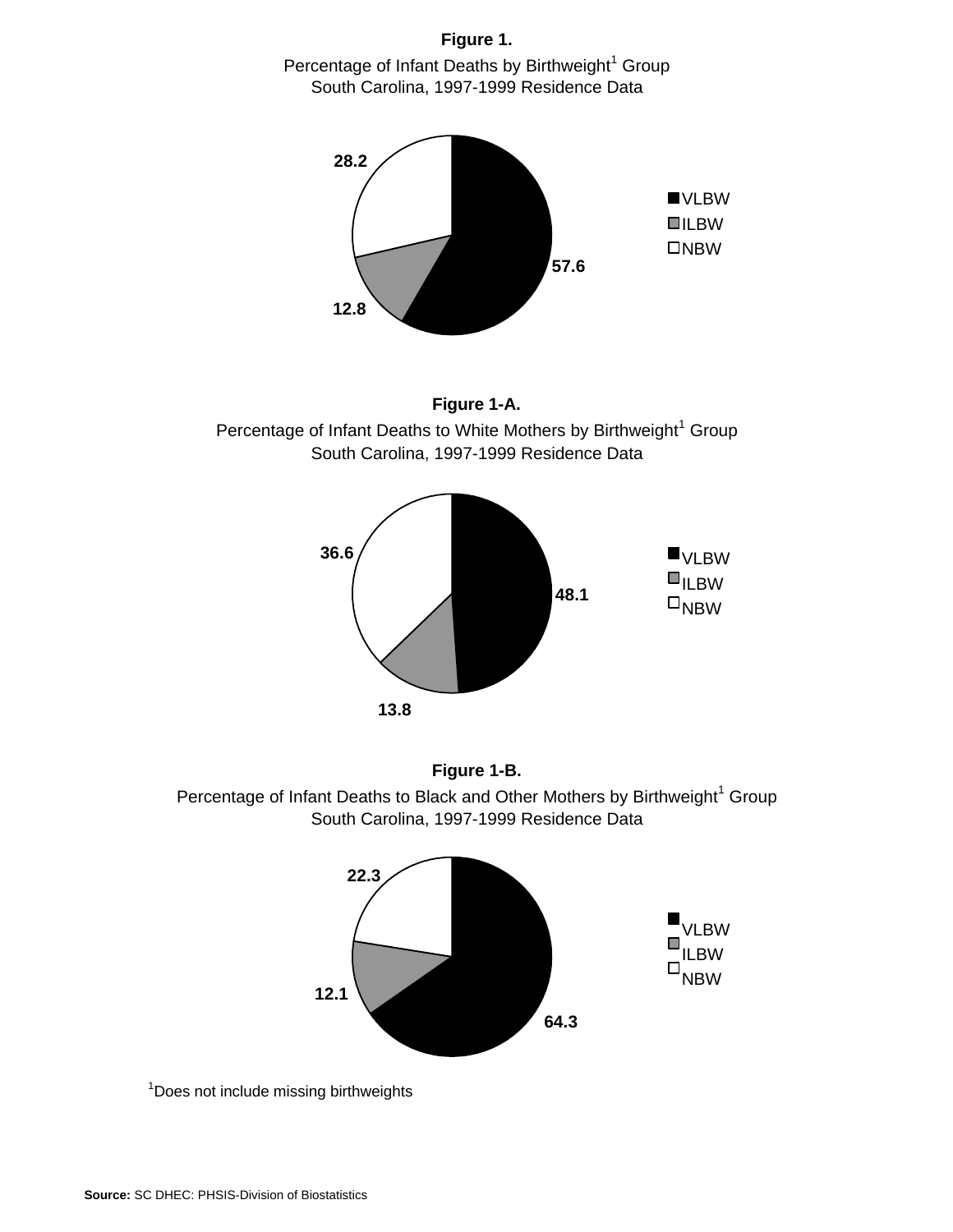**Figure 1.**

Percentage of Infant Deaths by Birthweight[1] Group
South Carolina, 1997-1999 Residence Data

28.2

57.6

12.8

VLBW
ILBW
NBW

**Figure 1-A.**

Percentage of Infant Deaths to White Mothers by Birthweight[1] Group
South Carolina, 1997-1999 Residence Data

36.6

48.1

13.8

VLBW
ILBW
NBW

**Figure 1-B.**

Percentage of Infant Deaths to Black and Other Mothers by Birthweight[1] Group
South Carolina, 1997-1999 Residence Data

22.3

12.1

64.3

VLBW
ILBW
NBW

[1]Does not include missing birthweights

**Source:** SC DHEC: PHSIS-Division of Biostatistics